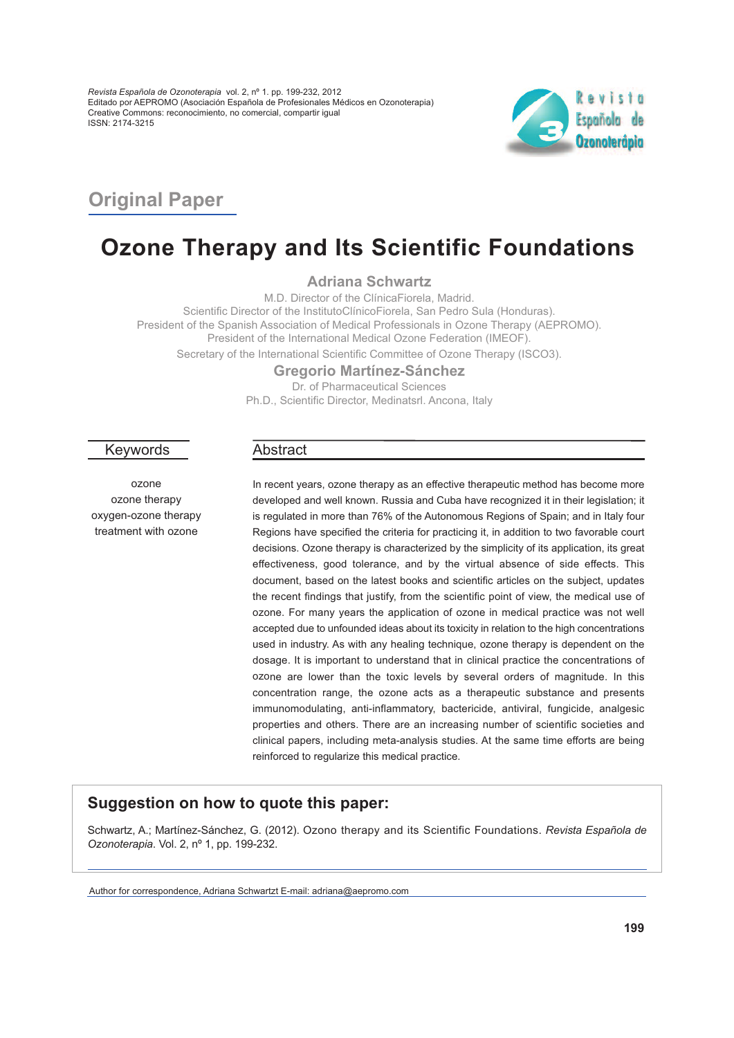*Revista Española de Ozonoterapia* vol. 2, nº 1. pp. 199-232, 2012
Editado por AEPROMO (Asociación Española de Profesionales Médicos en Ozonoterapia)
Creative Commons: reconocimiento, no comercial, compartir igual
ISSN: 2174-3215

## Original Paper

# Ozone Therapy and Its Scientific Foundations

**Adriana Schwartz**

M.D. Director of the ClínicaFiorela, Madrid.
Scientific Director of the InstitutoClínicoFiorela, San Pedro Sula (Honduras).
President of the Spanish Association of Medical Professionals in Ozone Therapy (AEPROMO).
President of the International Medical Ozone Federation (IMEOF).
Secretary of the International Scientific Committee of Ozone Therapy (ISCO3).

**Gregorio Martínez-Sánchez**

Dr. of Pharmaceutical Sciences
Ph.D., Scientific Director, Medinatsrl. Ancona, Italy

### Keywords

ozone
ozone therapy
oxygen-ozone therapy
treatment with ozone

### Abstract

In recent years, ozone therapy as an effective therapeutic method has become more developed and well known. Russia and Cuba have recognized it in their legislation; it is regulated in more than 76% of the Autonomous Regions of Spain; and in Italy four Regions have specified the criteria for practicing it, in addition to two favorable court decisions. Ozone therapy is characterized by the simplicity of its application, its great effectiveness, good tolerance, and by the virtual absence of side effects. This document, based on the latest books and scientific articles on the subject, updates the recent findings that justify, from the scientific point of view, the medical use of ozone. For many years the application of ozone in medical practice was not well accepted due to unfounded ideas about its toxicity in relation to the high concentrations used in industry. As with any healing technique, ozone therapy is dependent on the dosage. It is important to understand that in clinical practice the concentrations of ozone are lower than the toxic levels by several orders of magnitude. In this concentration range, the ozone acts as a therapeutic substance and presents immunomodulating, anti-inflammatory, bactericide, antiviral, fungicide, analgesic properties and others. There are an increasing number of scientific societies and clinical papers, including meta-analysis studies. At the same time efforts are being reinforced to regularize this medical practice.

### Suggestion on how to quote this paper:

Schwartz, A.; Martínez-Sánchez, G. (2012). Ozono therapy and its Scientific Foundations. *Revista Española de Ozonoterapia*. Vol. 2, nº 1, pp. 199-232.

Author for correspondence, Adriana Schwartzt E-mail: adriana@aepromo.com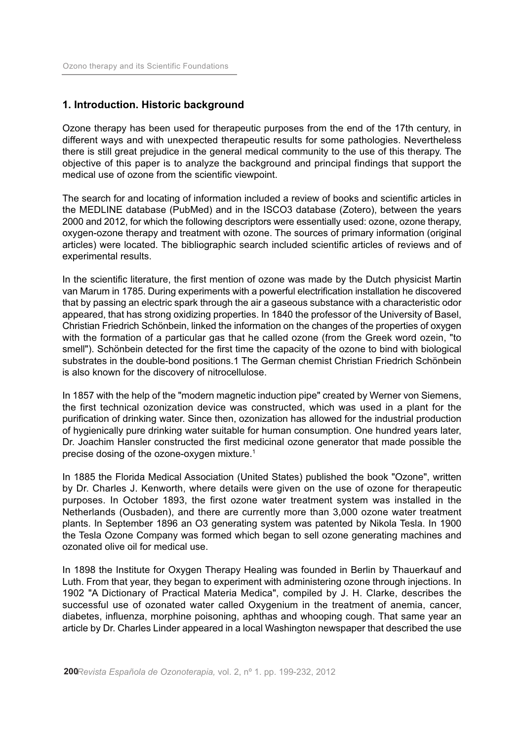## 1. Introduction. Historic background

Ozone therapy has been used for therapeutic purposes from the end of the 17th century, in different ways and with unexpected therapeutic results for some pathologies. Nevertheless there is still great prejudice in the general medical community to the use of this therapy. The objective of this paper is to analyze the background and principal findings that support the medical use of ozone from the scientific viewpoint.

The search for and locating of information included a review of books and scientific articles in the MEDLINE database (PubMed) and in the ISCO3 database (Zotero), between the years 2000 and 2012, for which the following descriptors were essentially used: ozone, ozone therapy, oxygen-ozone therapy and treatment with ozone. The sources of primary information (original articles) were located. The bibliographic search included scientific articles of reviews and of experimental results.

In the scientific literature, the first mention of ozone was made by the Dutch physicist Martin van Marum in 1785. During experiments with a powerful electrification installation he discovered that by passing an electric spark through the air a gaseous substance with a characteristic odor appeared, that has strong oxidizing properties. In 1840 the professor of the University of Basel, Christian Friedrich Schönbein, linked the information on the changes of the properties of oxygen with the formation of a particular gas that he called ozone (from the Greek word ozein, "to smell"). Schönbein detected for the first time the capacity of the ozone to bind with biological substrates in the double-bond positions.1 The German chemist Christian Friedrich Schönbein is also known for the discovery of nitrocellulose.

In 1857 with the help of the "modern magnetic induction pipe" created by Werner von Siemens, the first technical ozonization device was constructed, which was used in a plant for the purification of drinking water. Since then, ozonization has allowed for the industrial production of hygienically pure drinking water suitable for human consumption. One hundred years later, Dr. Joachim Hansler constructed the first medicinal ozone generator that made possible the precise dosing of the ozone-oxygen mixture.[1]

In 1885 the Florida Medical Association (United States) published the book "Ozone", written by Dr. Charles J. Kenworth, where details were given on the use of ozone for therapeutic purposes. In October 1893, the first ozone water treatment system was installed in the Netherlands (Ousbaden), and there are currently more than 3,000 ozone water treatment plants. In September 1896 an O3 generating system was patented by Nikola Tesla. In 1900 the Tesla Ozone Company was formed which began to sell ozone generating machines and ozonated olive oil for medical use.

In 1898 the Institute for Oxygen Therapy Healing was founded in Berlin by Thauerkauf and Luth. From that year, they began to experiment with administering ozone through injections. In 1902 "A Dictionary of Practical Materia Medica", compiled by J. H. Clarke, describes the successful use of ozonated water called Oxygenium in the treatment of anemia, cancer, diabetes, influenza, morphine poisoning, aphthas and whooping cough. That same year an article by Dr. Charles Linder appeared in a local Washington newspaper that described the use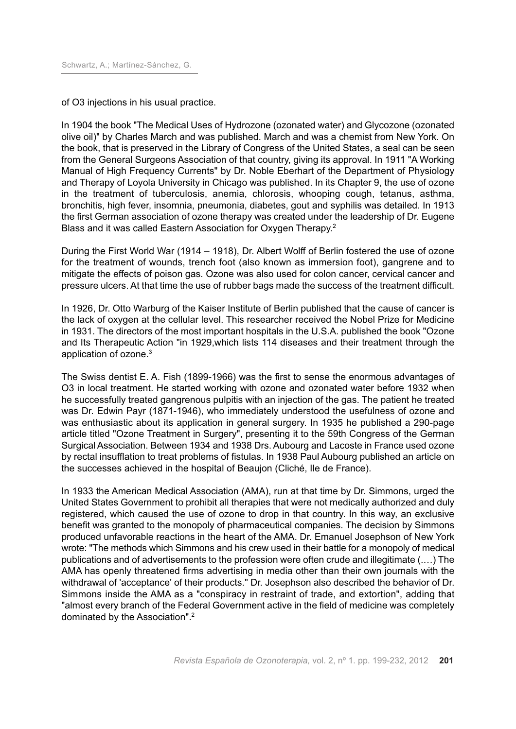of O3 injections in his usual practice.

In 1904 the book "The Medical Uses of Hydrozone (ozonated water) and Glycozone (ozonated olive oil)" by Charles March and was published. March and was a chemist from New York. On the book, that is preserved in the Library of Congress of the United States, a seal can be seen from the General Surgeons Association of that country, giving its approval. In 1911 "A Working Manual of High Frequency Currents" by Dr. Noble Eberhart of the Department of Physiology and Therapy of Loyola University in Chicago was published. In its Chapter 9, the use of ozone in the treatment of tuberculosis, anemia, chlorosis, whooping cough, tetanus, asthma, bronchitis, high fever, insomnia, pneumonia, diabetes, gout and syphilis was detailed. In 1913 the first German association of ozone therapy was created under the leadership of Dr. Eugene Blass and it was called Eastern Association for Oxygen Therapy.[2]

During the First World War (1914 – 1918), Dr. Albert Wolff of Berlin fostered the use of ozone for the treatment of wounds, trench foot (also known as immersion foot), gangrene and to mitigate the effects of poison gas. Ozone was also used for colon cancer, cervical cancer and pressure ulcers. At that time the use of rubber bags made the success of the treatment difficult.

In 1926, Dr. Otto Warburg of the Kaiser Institute of Berlin published that the cause of cancer is the lack of oxygen at the cellular level. This researcher received the Nobel Prize for Medicine in 1931. The directors of the most important hospitals in the U.S.A. published the book "Ozone and Its Therapeutic Action "in 1929,which lists 114 diseases and their treatment through the application of ozone.[3]

The Swiss dentist E. A. Fish (1899-1966) was the first to sense the enormous advantages of O3 in local treatment. He started working with ozone and ozonated water before 1932 when he successfully treated gangrenous pulpitis with an injection of the gas. The patient he treated was Dr. Edwin Payr (1871-1946), who immediately understood the usefulness of ozone and was enthusiastic about its application in general surgery. In 1935 he published a 290-page article titled "Ozone Treatment in Surgery", presenting it to the 59th Congress of the German Surgical Association. Between 1934 and 1938 Drs. Aubourg and Lacoste in France used ozone by rectal insufflation to treat problems of fistulas. In 1938 Paul Aubourg published an article on the successes achieved in the hospital of Beaujon (Cliché, Ile de France).

In 1933 the American Medical Association (AMA), run at that time by Dr. Simmons, urged the United States Government to prohibit all therapies that were not medically authorized and duly registered, which caused the use of ozone to drop in that country. In this way, an exclusive benefit was granted to the monopoly of pharmaceutical companies. The decision by Simmons produced unfavorable reactions in the heart of the AMA. Dr. Emanuel Josephson of New York wrote: "The methods which Simmons and his crew used in their battle for a monopoly of medical publications and of advertisements to the profession were often crude and illegitimate (.…) The AMA has openly threatened firms advertising in media other than their own journals with the withdrawal of 'acceptance' of their products." Dr. Josephson also described the behavior of Dr. Simmons inside the AMA as a "conspiracy in restraint of trade, and extortion", adding that "almost every branch of the Federal Government active in the field of medicine was completely dominated by the Association".[2]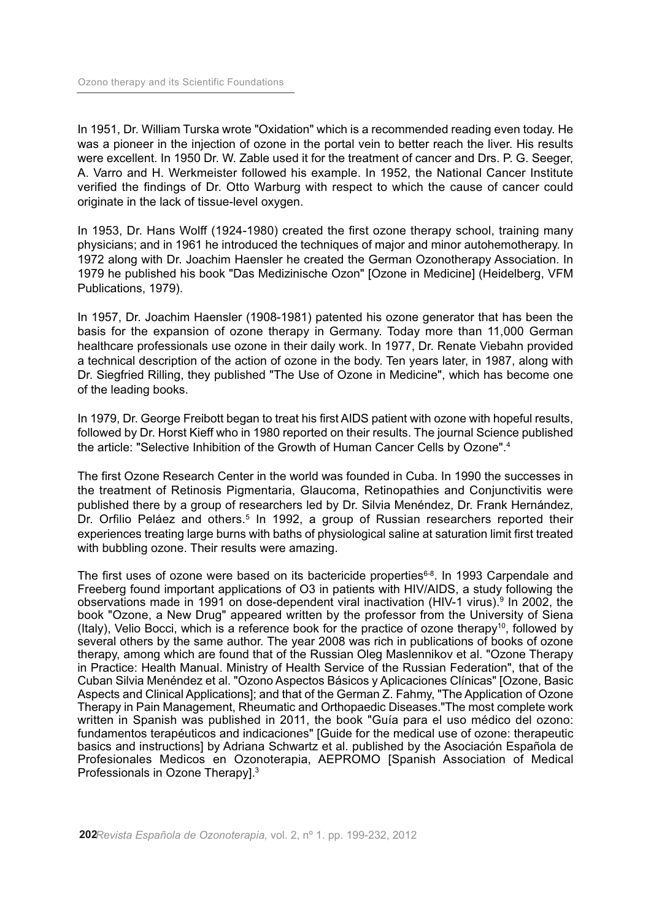In 1951, Dr. William Turska wrote "Oxidation" which is a recommended reading even today. He was a pioneer in the injection of ozone in the portal vein to better reach the liver. His results were excellent. In 1950 Dr. W. Zable used it for the treatment of cancer and Drs. P. G. Seeger, A. Varro and H. Werkmeister followed his example. In 1952, the National Cancer Institute verified the findings of Dr. Otto Warburg with respect to which the cause of cancer could originate in the lack of tissue-level oxygen.

In 1953, Dr. Hans Wolff (1924-1980) created the first ozone therapy school, training many physicians; and in 1961 he introduced the techniques of major and minor autohemotherapy. In 1972 along with Dr. Joachim Haensler he created the German Ozonotherapy Association. In 1979 he published his book "Das Medizinische Ozon" [Ozone in Medicine] (Heidelberg, VFM Publications, 1979).

In 1957, Dr. Joachim Haensler (1908-1981) patented his ozone generator that has been the basis for the expansion of ozone therapy in Germany. Today more than 11,000 German healthcare professionals use ozone in their daily work. In 1977, Dr. Renate Viebahn provided a technical description of the action of ozone in the body. Ten years later, in 1987, along with Dr. Siegfried Rilling, they published "The Use of Ozone in Medicine", which has become one of the leading books.

In 1979, Dr. George Freibott began to treat his first AIDS patient with ozone with hopeful results, followed by Dr. Horst Kieff who in 1980 reported on their results. The journal Science published the article: "Selective Inhibition of the Growth of Human Cancer Cells by Ozone".[4]

The first Ozone Research Center in the world was founded in Cuba. In 1990 the successes in the treatment of Retinosis Pigmentaria, Glaucoma, Retinopathies and Conjunctivitis were published there by a group of researchers led by Dr. Silvia Menéndez, Dr. Frank Hernández, Dr. Orfilio Peláez and others.[5] In 1992, a group of Russian researchers reported their experiences treating large burns with baths of physiological saline at saturation limit first treated with bubbling ozone. Their results were amazing.

The first uses of ozone were based on its bactericide properties[6-8]. In 1993 Carpendale and Freeberg found important applications of O3 in patients with HIV/AIDS, a study following the observations made in 1991 on dose-dependent viral inactivation (HIV-1 virus).[9] In 2002, the book "Ozone, a New Drug" appeared written by the professor from the University of Siena (Italy), Velio Bocci, which is a reference book for the practice of ozone therapy[10], followed by several others by the same author. The year 2008 was rich in publications of books of ozone therapy, among which are found that of the Russian Oleg Maslennikov et al. "Ozone Therapy in Practice: Health Manual. Ministry of Health Service of the Russian Federation", that of the Cuban Silvia Menéndez et al. "Ozono Aspectos Básicos y Aplicaciones Clínicas" [Ozone, Basic Aspects and Clinical Applications]; and that of the German Z. Fahmy, "The Application of Ozone Therapy in Pain Management, Rheumatic and Orthopaedic Diseases."The most complete work written in Spanish was published in 2011, the book "Guía para el uso médico del ozono: fundamentos terapéuticos and indicaciones" [Guide for the medical use of ozone: therapeutic basics and instructions] by Adriana Schwartz et al. published by the Asociación Española de Profesionales Medicos en Ozonoterapia, AEPROMO [Spanish Association of Medical Professionals in Ozone Therapy].[3]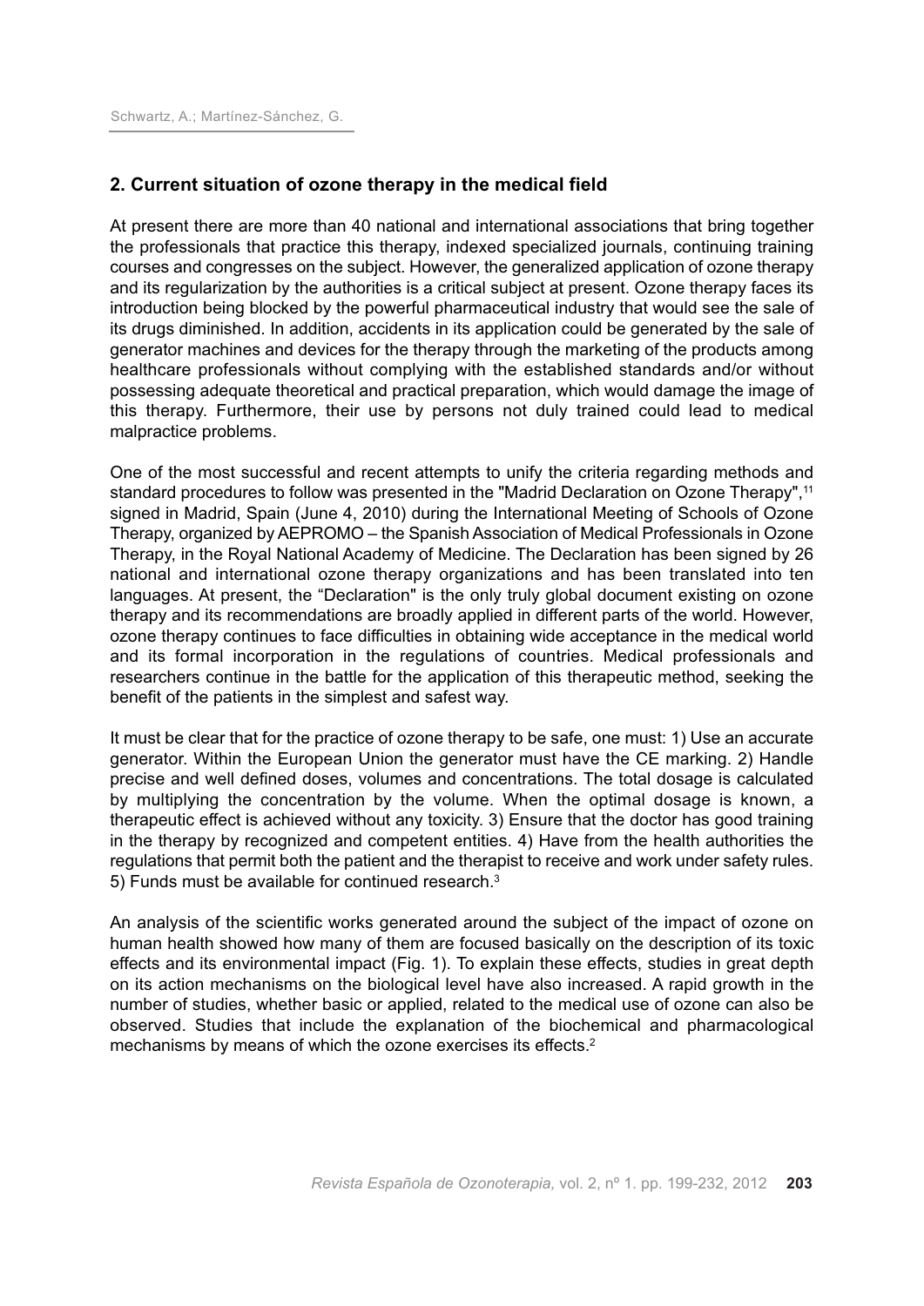## 2. Current situation of ozone therapy in the medical field

At present there are more than 40 national and international associations that bring together the professionals that practice this therapy, indexed specialized journals, continuing training courses and congresses on the subject. However, the generalized application of ozone therapy and its regularization by the authorities is a critical subject at present. Ozone therapy faces its introduction being blocked by the powerful pharmaceutical industry that would see the sale of its drugs diminished. In addition, accidents in its application could be generated by the sale of generator machines and devices for the therapy through the marketing of the products among healthcare professionals without complying with the established standards and/or without possessing adequate theoretical and practical preparation, which would damage the image of this therapy. Furthermore, their use by persons not duly trained could lead to medical malpractice problems.

One of the most successful and recent attempts to unify the criteria regarding methods and standard procedures to follow was presented in the "Madrid Declaration on Ozone Therapy",[11] signed in Madrid, Spain (June 4, 2010) during the International Meeting of Schools of Ozone Therapy, organized by AEPROMO – the Spanish Association of Medical Professionals in Ozone Therapy, in the Royal National Academy of Medicine. The Declaration has been signed by 26 national and international ozone therapy organizations and has been translated into ten languages. At present, the "Declaration" is the only truly global document existing on ozone therapy and its recommendations are broadly applied in different parts of the world. However, ozone therapy continues to face difficulties in obtaining wide acceptance in the medical world and its formal incorporation in the regulations of countries. Medical professionals and researchers continue in the battle for the application of this therapeutic method, seeking the benefit of the patients in the simplest and safest way.

It must be clear that for the practice of ozone therapy to be safe, one must: 1) Use an accurate generator. Within the European Union the generator must have the CE marking. 2) Handle precise and well defined doses, volumes and concentrations. The total dosage is calculated by multiplying the concentration by the volume. When the optimal dosage is known, a therapeutic effect is achieved without any toxicity. 3) Ensure that the doctor has good training in the therapy by recognized and competent entities. 4) Have from the health authorities the regulations that permit both the patient and the therapist to receive and work under safety rules. 5) Funds must be available for continued research.[3]

An analysis of the scientific works generated around the subject of the impact of ozone on human health showed how many of them are focused basically on the description of its toxic effects and its environmental impact (Fig. 1). To explain these effects, studies in great depth on its action mechanisms on the biological level have also increased. A rapid growth in the number of studies, whether basic or applied, related to the medical use of ozone can also be observed. Studies that include the explanation of the biochemical and pharmacological mechanisms by means of which the ozone exercises its effects.[2]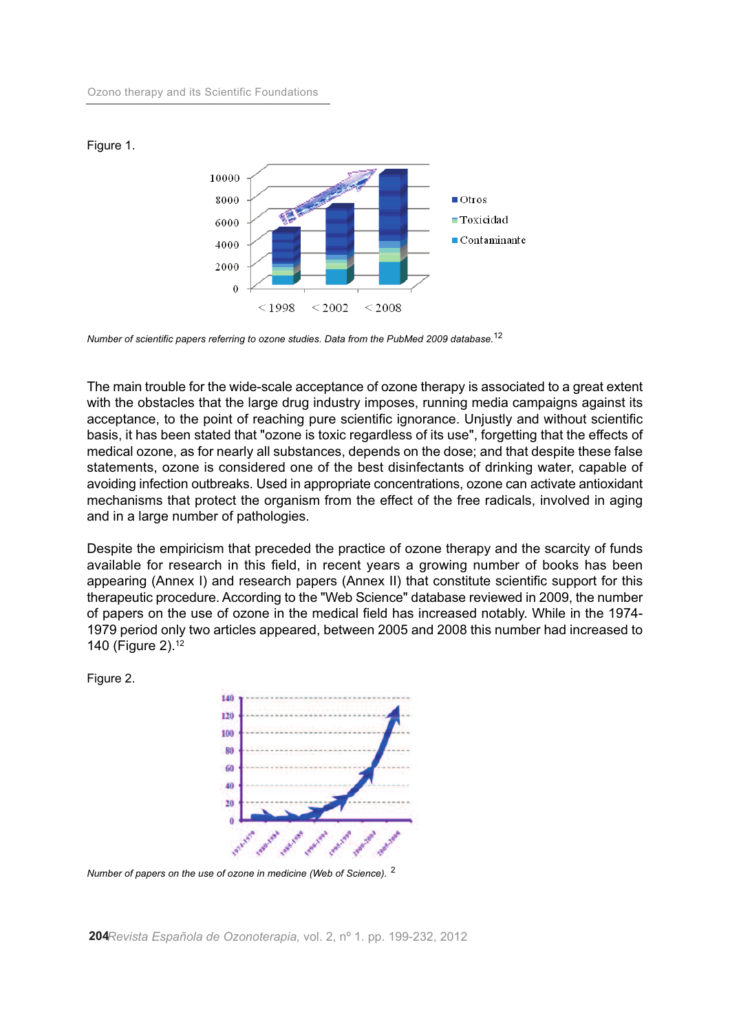Figure 1.

*Number of scientific papers referring to ozone studies. Data from the PubMed 2009 database.*[12]

The main trouble for the wide-scale acceptance of ozone therapy is associated to a great extent with the obstacles that the large drug industry imposes, running media campaigns against its acceptance, to the point of reaching pure scientific ignorance. Unjustly and without scientific basis, it has been stated that "ozone is toxic regardless of its use", forgetting that the effects of medical ozone, as for nearly all substances, depends on the dose; and that despite these false statements, ozone is considered one of the best disinfectants of drinking water, capable of avoiding infection outbreaks. Used in appropriate concentrations, ozone can activate antioxidant mechanisms that protect the organism from the effect of the free radicals, involved in aging and in a large number of pathologies.

Despite the empiricism that preceded the practice of ozone therapy and the scarcity of funds available for research in this field, in recent years a growing number of books has been appearing (Annex I) and research papers (Annex II) that constitute scientific support for this therapeutic procedure. According to the "Web Science" database reviewed in 2009, the number of papers on the use of ozone in the medical field has increased notably. While in the 1974-1979 period only two articles appeared, between 2005 and 2008 this number had increased to 140 (Figure 2).[12]

Figure 2.

*Number of papers on the use of ozone in medicine (Web of Science).* [2]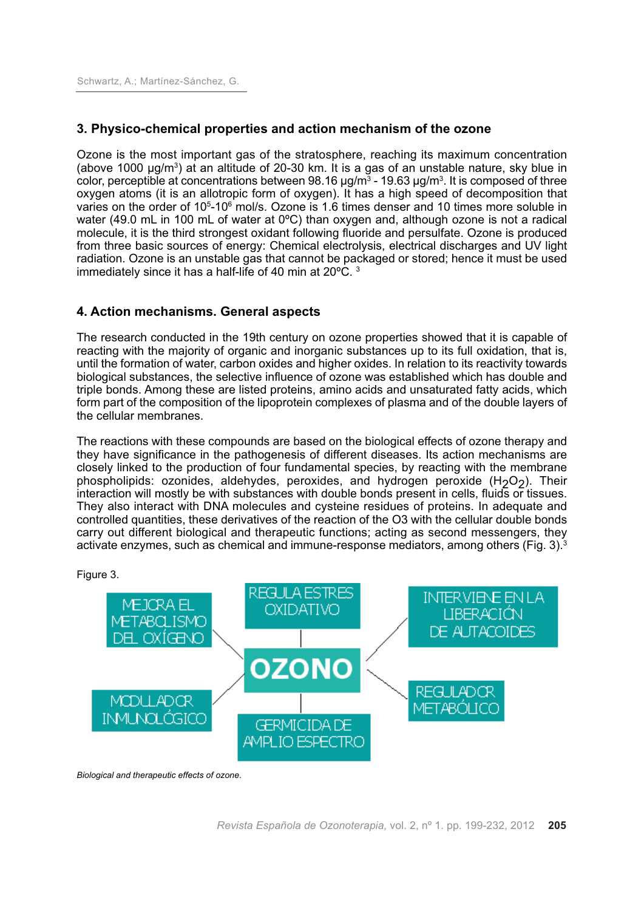## 3. Physico-chemical properties and action mechanism of the ozone

Ozone is the most important gas of the stratosphere, reaching its maximum concentration (above 1000 μg/m$^3$) at an altitude of 20-30 km. It is a gas of an unstable nature, sky blue in color, perceptible at concentrations between 98.16 μg/m$^3$ - 19.63 μg/m$^3$. It is composed of three oxygen atoms (it is an allotropic form of oxygen). It has a high speed of decomposition that varies on the order of $10^5$-$10^6$ mol/s. Ozone is 1.6 times denser and 10 times more soluble in water (49.0 mL in 100 mL of water at 0ºC) than oxygen and, although ozone is not a radical molecule, it is the third strongest oxidant following fluoride and persulfate. Ozone is produced from three basic sources of energy: Chemical electrolysis, electrical discharges and UV light radiation. Ozone is an unstable gas that cannot be packaged or stored; hence it must be used immediately since it has a half-life of 40 min at 20ºC. [3]

## 4. Action mechanisms. General aspects

The research conducted in the 19th century on ozone properties showed that it is capable of reacting with the majority of organic and inorganic substances up to its full oxidation, that is, until the formation of water, carbon oxides and higher oxides. In relation to its reactivity towards biological substances, the selective influence of ozone was established which has double and triple bonds. Among these are listed proteins, amino acids and unsaturated fatty acids, which form part of the composition of the lipoprotein complexes of plasma and of the double layers of the cellular membranes.

The reactions with these compounds are based on the biological effects of ozone therapy and they have significance in the pathogenesis of different diseases. Its action mechanisms are closely linked to the production of four fundamental species, by reacting with the membrane phospholipids: ozonides, aldehydes, peroxides, and hydrogen peroxide ($H_2O_2$). Their interaction will mostly be with substances with double bonds present in cells, fluids or tissues. They also interact with DNA molecules and cysteine residues of proteins. In adequate and controlled quantities, these derivatives of the reaction of the O3 with the cellular double bonds carry out different biological and therapeutic functions; acting as second messengers, they activate enzymes, such as chemical and immune-response mediators, among others (Fig. 3).[3]

Figure 3.

OZONO: MEJORA EL METABOLISMO DEL OXÍGENO; REGULA ESTRES OXIDATIVO; INTERVIENE EN LA LIBERACIÓN DE AUTACOIDES; MODULADOR INMUNOLÓGICO; GERMICIDA DE AMPLIO ESPECTRO; REGULADOR METABÓLICO

*Biological and therapeutic effects of ozone.*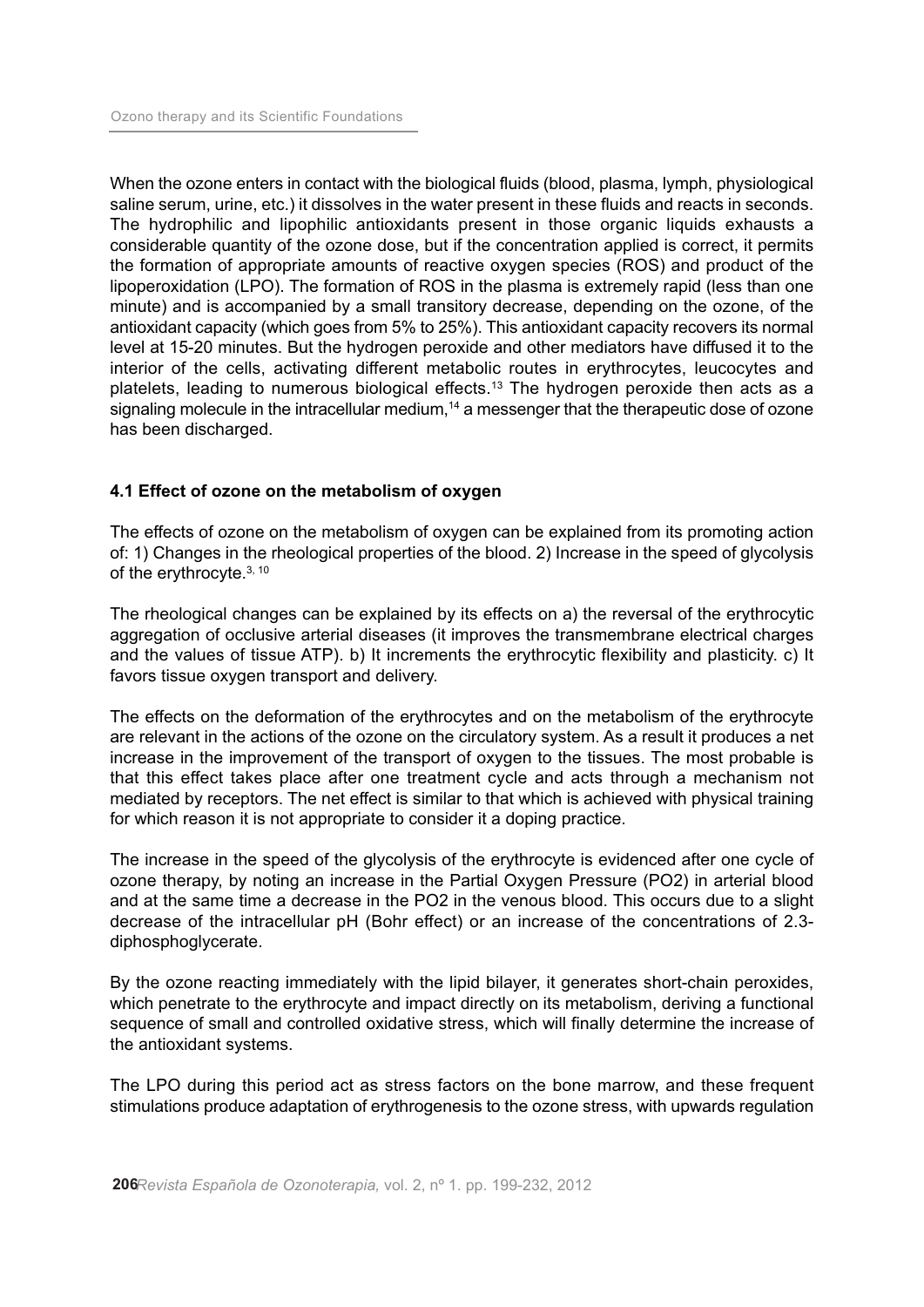When the ozone enters in contact with the biological fluids (blood, plasma, lymph, physiological saline serum, urine, etc.) it dissolves in the water present in these fluids and reacts in seconds. The hydrophilic and lipophilic antioxidants present in those organic liquids exhausts a considerable quantity of the ozone dose, but if the concentration applied is correct, it permits the formation of appropriate amounts of reactive oxygen species (ROS) and product of the lipoperoxidation (LPO). The formation of ROS in the plasma is extremely rapid (less than one minute) and is accompanied by a small transitory decrease, depending on the ozone, of the antioxidant capacity (which goes from 5% to 25%). This antioxidant capacity recovers its normal level at 15-20 minutes. But the hydrogen peroxide and other mediators have diffused it to the interior of the cells, activating different metabolic routes in erythrocytes, leucocytes and platelets, leading to numerous biological effects.[13] The hydrogen peroxide then acts as a signaling molecule in the intracellular medium,[14] a messenger that the therapeutic dose of ozone has been discharged.

### 4.1 Effect of ozone on the metabolism of oxygen

The effects of ozone on the metabolism of oxygen can be explained from its promoting action of: 1) Changes in the rheological properties of the blood. 2) Increase in the speed of glycolysis of the erythrocyte.[3, 10]

The rheological changes can be explained by its effects on a) the reversal of the erythrocytic aggregation of occlusive arterial diseases (it improves the transmembrane electrical charges and the values of tissue ATP). b) It increments the erythrocytic flexibility and plasticity. c) It favors tissue oxygen transport and delivery.

The effects on the deformation of the erythrocytes and on the metabolism of the erythrocyte are relevant in the actions of the ozone on the circulatory system. As a result it produces a net increase in the improvement of the transport of oxygen to the tissues. The most probable is that this effect takes place after one treatment cycle and acts through a mechanism not mediated by receptors. The net effect is similar to that which is achieved with physical training for which reason it is not appropriate to consider it a doping practice.

The increase in the speed of the glycolysis of the erythrocyte is evidenced after one cycle of ozone therapy, by noting an increase in the Partial Oxygen Pressure (PO2) in arterial blood and at the same time a decrease in the PO2 in the venous blood. This occurs due to a slight decrease of the intracellular pH (Bohr effect) or an increase of the concentrations of 2.3-diphosphoglycerate.

By the ozone reacting immediately with the lipid bilayer, it generates short-chain peroxides, which penetrate to the erythrocyte and impact directly on its metabolism, deriving a functional sequence of small and controlled oxidative stress, which will finally determine the increase of the antioxidant systems.

The LPO during this period act as stress factors on the bone marrow, and these frequent stimulations produce adaptation of erythrogenesis to the ozone stress, with upwards regulation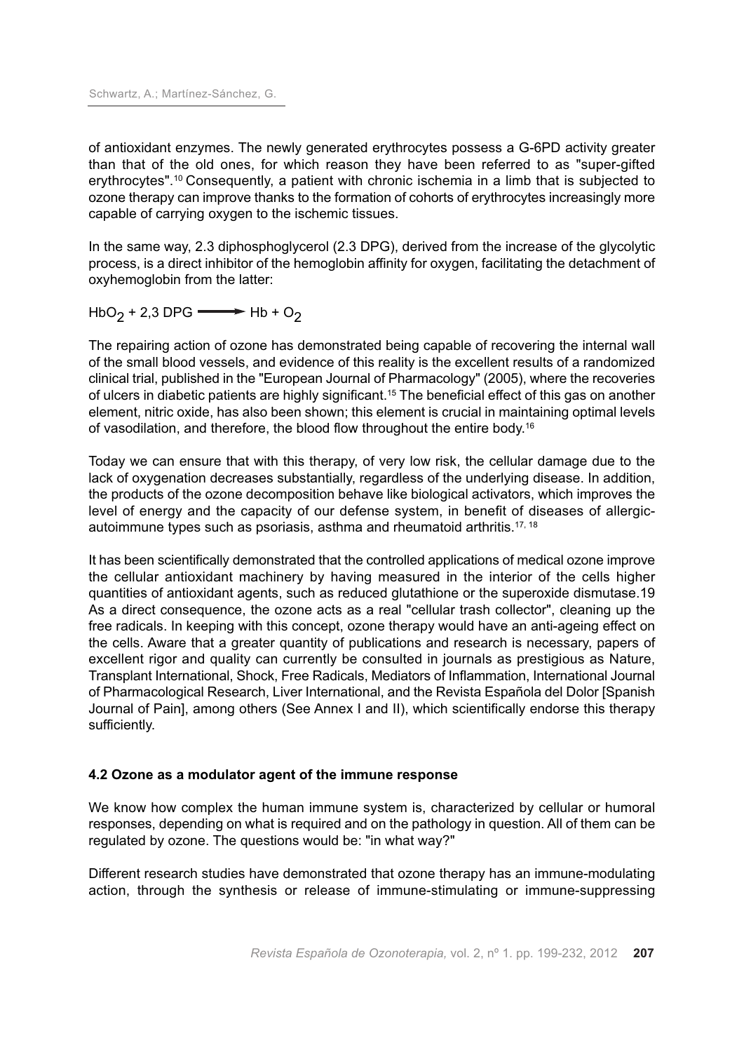of antioxidant enzymes. The newly generated erythrocytes possess a G-6PD activity greater than that of the old ones, for which reason they have been referred to as "super-gifted erythrocytes".[10] Consequently, a patient with chronic ischemia in a limb that is subjected to ozone therapy can improve thanks to the formation of cohorts of erythrocytes increasingly more capable of carrying oxygen to the ischemic tissues.

In the same way, 2.3 diphosphoglycerol (2.3 DPG), derived from the increase of the glycolytic process, is a direct inhibitor of the hemoglobin affinity for oxygen, facilitating the detachment of oxyhemoglobin from the latter:

$$HbO_2 + 2{,}3\ DPG \longrightarrow Hb + O_2$$

The repairing action of ozone has demonstrated being capable of recovering the internal wall of the small blood vessels, and evidence of this reality is the excellent results of a randomized clinical trial, published in the "European Journal of Pharmacology" (2005), where the recoveries of ulcers in diabetic patients are highly significant.[15] The beneficial effect of this gas on another element, nitric oxide, has also been shown; this element is crucial in maintaining optimal levels of vasodilation, and therefore, the blood flow throughout the entire body.[16]

Today we can ensure that with this therapy, of very low risk, the cellular damage due to the lack of oxygenation decreases substantially, regardless of the underlying disease. In addition, the products of the ozone decomposition behave like biological activators, which improves the level of energy and the capacity of our defense system, in benefit of diseases of allergic-autoimmune types such as psoriasis, asthma and rheumatoid arthritis.[17, 18]

It has been scientifically demonstrated that the controlled applications of medical ozone improve the cellular antioxidant machinery by having measured in the interior of the cells higher quantities of antioxidant agents, such as reduced glutathione or the superoxide dismutase.19 As a direct consequence, the ozone acts as a real "cellular trash collector", cleaning up the free radicals. In keeping with this concept, ozone therapy would have an anti-ageing effect on the cells. Aware that a greater quantity of publications and research is necessary, papers of excellent rigor and quality can currently be consulted in journals as prestigious as Nature, Transplant International, Shock, Free Radicals, Mediators of Inflammation, International Journal of Pharmacological Research, Liver International, and the Revista Española del Dolor [Spanish Journal of Pain], among others (See Annex I and II), which scientifically endorse this therapy sufficiently.

### 4.2 Ozone as a modulator agent of the immune response

We know how complex the human immune system is, characterized by cellular or humoral responses, depending on what is required and on the pathology in question. All of them can be regulated by ozone. The questions would be: "in what way?"

Different research studies have demonstrated that ozone therapy has an immune-modulating action, through the synthesis or release of immune-stimulating or immune-suppressing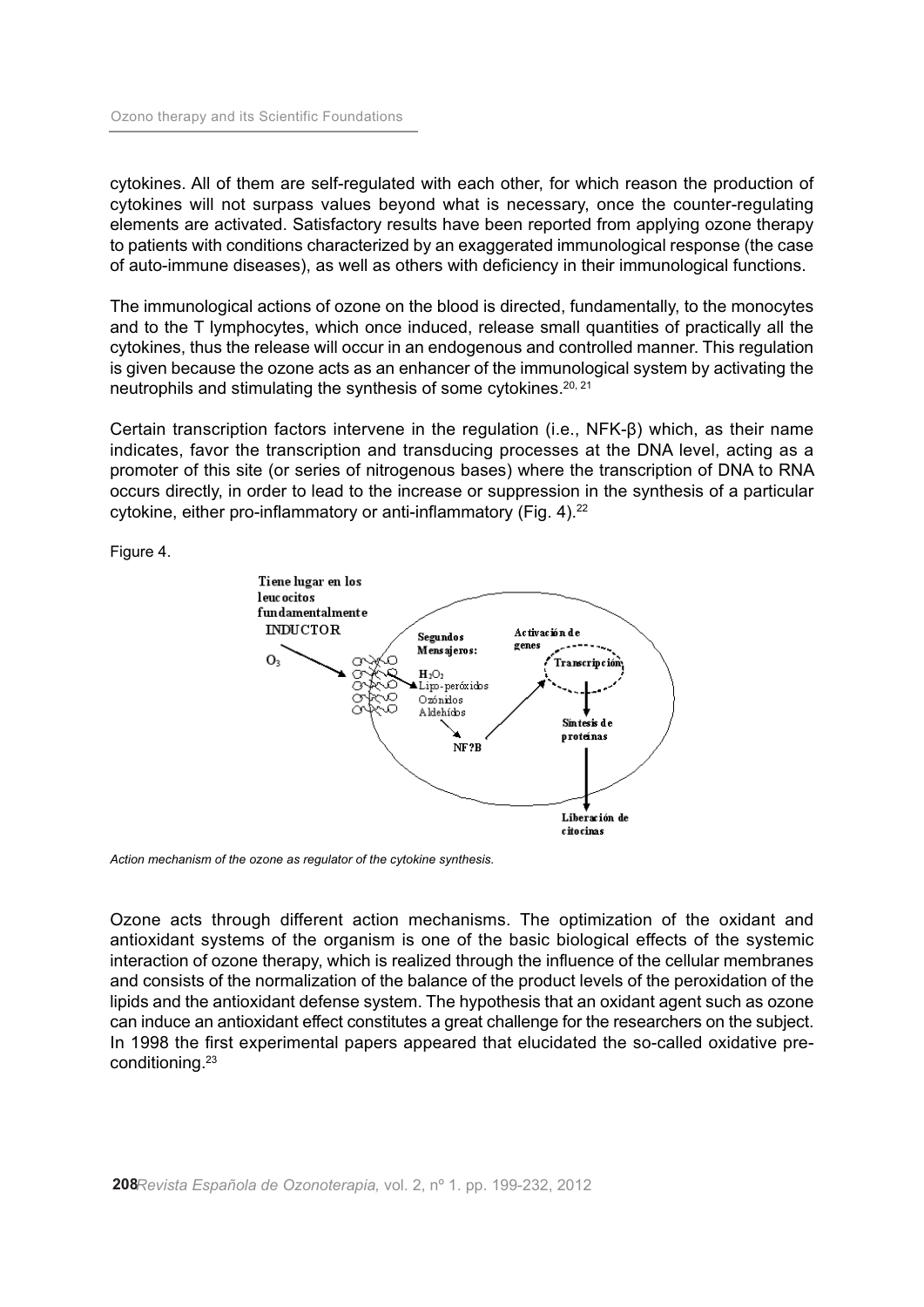cytokines. All of them are self-regulated with each other, for which reason the production of cytokines will not surpass values beyond what is necessary, once the counter-regulating elements are activated. Satisfactory results have been reported from applying ozone therapy to patients with conditions characterized by an exaggerated immunological response (the case of auto-immune diseases), as well as others with deficiency in their immunological functions.

The immunological actions of ozone on the blood is directed, fundamentally, to the monocytes and to the T lymphocytes, which once induced, release small quantities of practically all the cytokines, thus the release will occur in an endogenous and controlled manner. This regulation is given because the ozone acts as an enhancer of the immunological system by activating the neutrophils and stimulating the synthesis of some cytokines.[20, 21]

Certain transcription factors intervene in the regulation (i.e., NFK-β) which, as their name indicates, favor the transcription and transducing processes at the DNA level, acting as a promoter of this site (or series of nitrogenous bases) where the transcription of DNA to RNA occurs directly, in order to lead to the increase or suppression in the synthesis of a particular cytokine, either pro-inflammatory or anti-inflammatory (Fig. 4).[22]

Figure 4.

Tiene lugar en los leucocitos fundamentalmente

INDUCTOR

$O_3$

Segundos Mensajeros:

$H_2O_2$
Lipo-peróxidos
Ozónidos
Aldehídos

NF?B

Activación de genes

Transcripción

Síntesis de proteínas

Liberación de citocinas

*Action mechanism of the ozone as regulator of the cytokine synthesis.*

Ozone acts through different action mechanisms. The optimization of the oxidant and antioxidant systems of the organism is one of the basic biological effects of the systemic interaction of ozone therapy, which is realized through the influence of the cellular membranes and consists of the normalization of the balance of the product levels of the peroxidation of the lipids and the antioxidant defense system. The hypothesis that an oxidant agent such as ozone can induce an antioxidant effect constitutes a great challenge for the researchers on the subject. In 1998 the first experimental papers appeared that elucidated the so-called oxidative pre-conditioning.[23]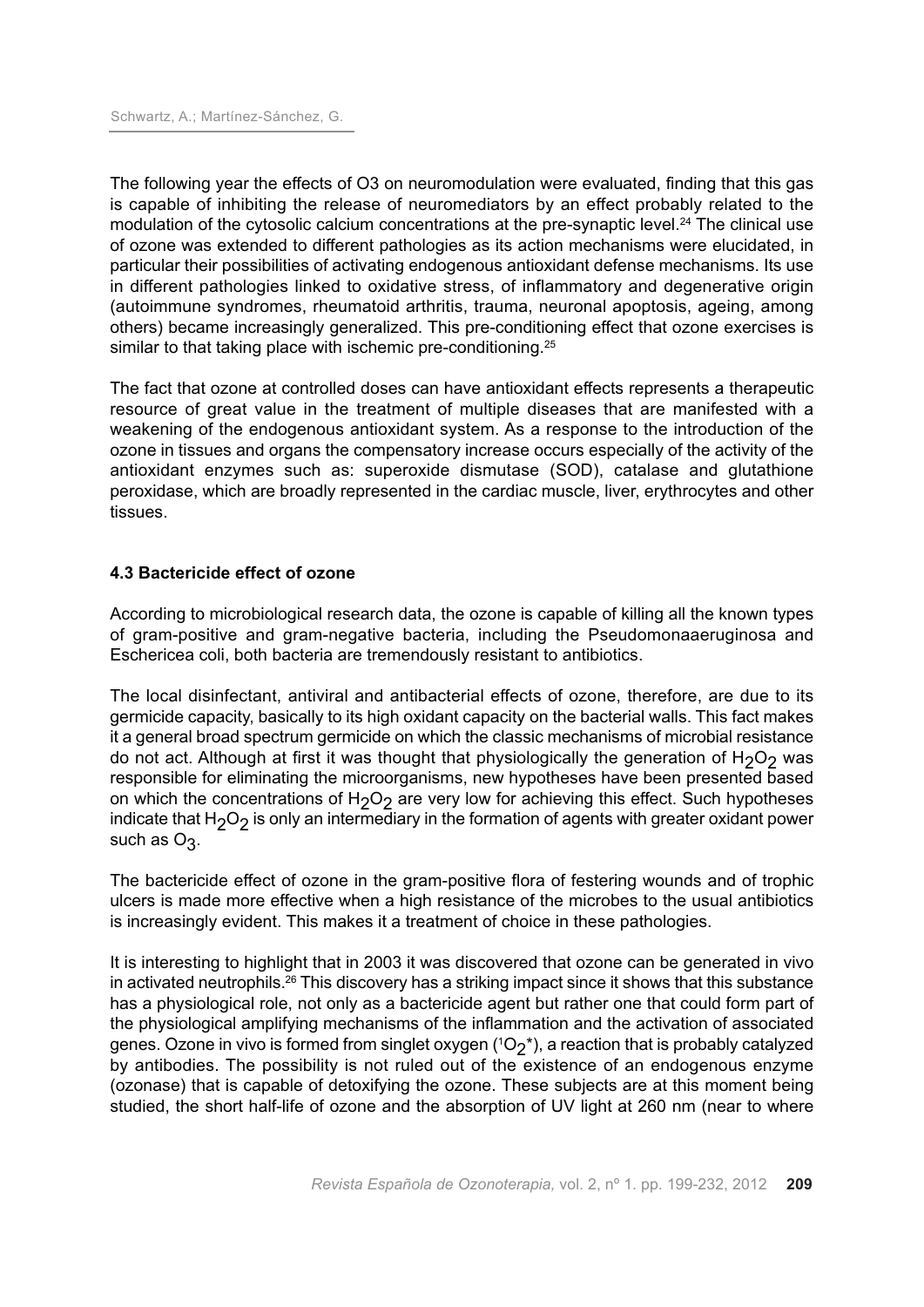The following year the effects of O3 on neuromodulation were evaluated, finding that this gas is capable of inhibiting the release of neuromediators by an effect probably related to the modulation of the cytosolic calcium concentrations at the pre-synaptic level.[24] The clinical use of ozone was extended to different pathologies as its action mechanisms were elucidated, in particular their possibilities of activating endogenous antioxidant defense mechanisms. Its use in different pathologies linked to oxidative stress, of inflammatory and degenerative origin (autoimmune syndromes, rheumatoid arthritis, trauma, neuronal apoptosis, ageing, among others) became increasingly generalized. This pre-conditioning effect that ozone exercises is similar to that taking place with ischemic pre-conditioning.[25]

The fact that ozone at controlled doses can have antioxidant effects represents a therapeutic resource of great value in the treatment of multiple diseases that are manifested with a weakening of the endogenous antioxidant system. As a response to the introduction of the ozone in tissues and organs the compensatory increase occurs especially of the activity of the antioxidant enzymes such as: superoxide dismutase (SOD), catalase and glutathione peroxidase, which are broadly represented in the cardiac muscle, liver, erythrocytes and other tissues.

### 4.3 Bactericide effect of ozone

According to microbiological research data, the ozone is capable of killing all the known types of gram-positive and gram-negative bacteria, including the Pseudomonaaeruginosa and Eschericea coli, both bacteria are tremendously resistant to antibiotics.

The local disinfectant, antiviral and antibacterial effects of ozone, therefore, are due to its germicide capacity, basically to its high oxidant capacity on the bacterial walls. This fact makes it a general broad spectrum germicide on which the classic mechanisms of microbial resistance do not act. Although at first it was thought that physiologically the generation of $H_2O_2$ was responsible for eliminating the microorganisms, new hypotheses have been presented based on which the concentrations of $H_2O_2$ are very low for achieving this effect. Such hypotheses indicate that $H_2O_2$ is only an intermediary in the formation of agents with greater oxidant power such as $O_3$.

The bactericide effect of ozone in the gram-positive flora of festering wounds and of trophic ulcers is made more effective when a high resistance of the microbes to the usual antibiotics is increasingly evident. This makes it a treatment of choice in these pathologies.

It is interesting to highlight that in 2003 it was discovered that ozone can be generated in vivo in activated neutrophils.[26] This discovery has a striking impact since it shows that this substance has a physiological role, not only as a bactericide agent but rather one that could form part of the physiological amplifying mechanisms of the inflammation and the activation of associated genes. Ozone in vivo is formed from singlet oxygen (${}^1O_2{}^*$), a reaction that is probably catalyzed by antibodies. The possibility is not ruled out of the existence of an endogenous enzyme (ozonase) that is capable of detoxifying the ozone. These subjects are at this moment being studied, the short half-life of ozone and the absorption of UV light at 260 nm (near to where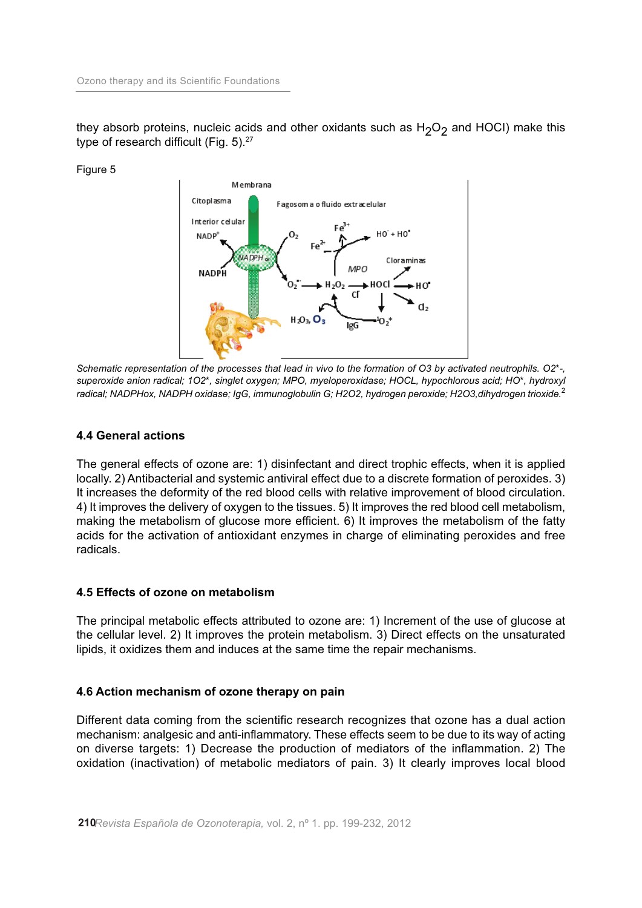they absorb proteins, nucleic acids and other oxidants such as $H_2O_2$ and HOCl) make this type of research difficult (Fig. 5).[27]

Figure 5

*Schematic representation of the processes that lead in vivo to the formation of O3 by activated neutrophils. O2\*-, superoxide anion radical; 1O2\*, singlet oxygen; MPO, myeloperoxidase; HOCL, hypochlorous acid; HO\*, hydroxyl radical; NADPHox, NADPH oxidase; IgG, immunoglobulin G; H2O2, hydrogen peroxide; H2O3,dihydrogen trioxide.*[2]

### 4.4 General actions

The general effects of ozone are: 1) disinfectant and direct trophic effects, when it is applied locally. 2) Antibacterial and systemic antiviral effect due to a discrete formation of peroxides. 3) It increases the deformity of the red blood cells with relative improvement of blood circulation. 4) It improves the delivery of oxygen to the tissues. 5) It improves the red blood cell metabolism, making the metabolism of glucose more efficient. 6) It improves the metabolism of the fatty acids for the activation of antioxidant enzymes in charge of eliminating peroxides and free radicals.

### 4.5 Effects of ozone on metabolism

The principal metabolic effects attributed to ozone are: 1) Increment of the use of glucose at the cellular level. 2) It improves the protein metabolism. 3) Direct effects on the unsaturated lipids, it oxidizes them and induces at the same time the repair mechanisms.

### 4.6 Action mechanism of ozone therapy on pain

Different data coming from the scientific research recognizes that ozone has a dual action mechanism: analgesic and anti-inflammatory. These effects seem to be due to its way of acting on diverse targets: 1) Decrease the production of mediators of the inflammation. 2) The oxidation (inactivation) of metabolic mediators of pain. 3) It clearly improves local blood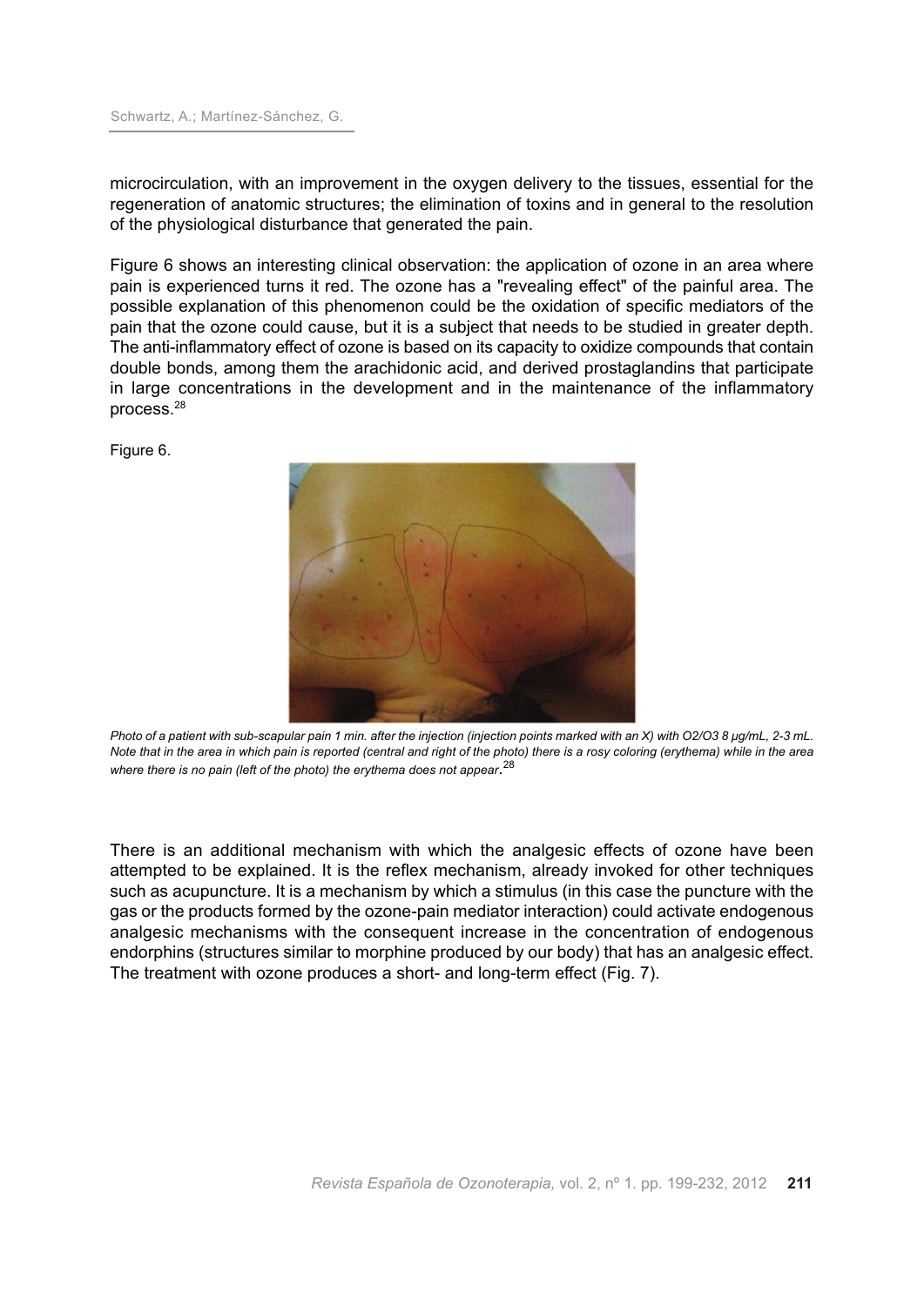microcirculation, with an improvement in the oxygen delivery to the tissues, essential for the regeneration of anatomic structures; the elimination of toxins and in general to the resolution of the physiological disturbance that generated the pain.

Figure 6 shows an interesting clinical observation: the application of ozone in an area where pain is experienced turns it red. The ozone has a "revealing effect" of the painful area. The possible explanation of this phenomenon could be the oxidation of specific mediators of the pain that the ozone could cause, but it is a subject that needs to be studied in greater depth. The anti-inflammatory effect of ozone is based on its capacity to oxidize compounds that contain double bonds, among them the arachidonic acid, and derived prostaglandins that participate in large concentrations in the development and in the maintenance of the inflammatory process.[28]

Figure 6.

*Photo of a patient with sub-scapular pain 1 min. after the injection (injection points marked with an X) with $O_2/O_3$ 8 μg/mL, 2-3 mL. Note that in the area in which pain is reported (central and right of the photo) there is a rosy coloring (erythema) while in the area where there is no pain (left of the photo) the erythema does not appear.*[28]

There is an additional mechanism with which the analgesic effects of ozone have been attempted to be explained. It is the reflex mechanism, already invoked for other techniques such as acupuncture. It is a mechanism by which a stimulus (in this case the puncture with the gas or the products formed by the ozone-pain mediator interaction) could activate endogenous analgesic mechanisms with the consequent increase in the concentration of endogenous endorphins (structures similar to morphine produced by our body) that has an analgesic effect. The treatment with ozone produces a short- and long-term effect (Fig. 7).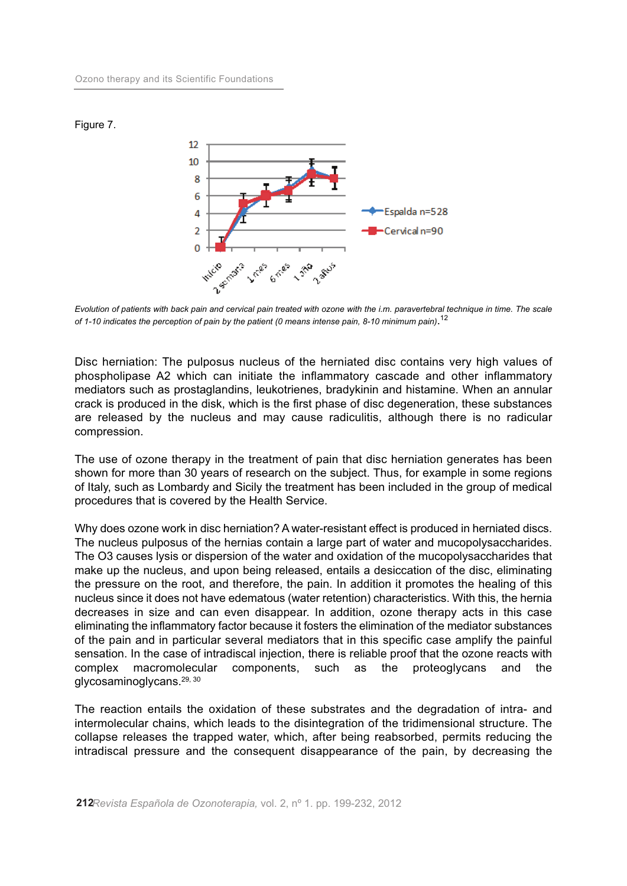Figure 7.

*Evolution of patients with back pain and cervical pain treated with ozone with the i.m. paravertebral technique in time. The scale of 1-10 indicates the perception of pain by the patient (0 means intense pain, 8-10 minimum pain).*[12]

Disc herniation: The pulposus nucleus of the herniated disc contains very high values of phospholipase A2 which can initiate the inflammatory cascade and other inflammatory mediators such as prostaglandins, leukotrienes, bradykinin and histamine. When an annular crack is produced in the disk, which is the first phase of disc degeneration, these substances are released by the nucleus and may cause radiculitis, although there is no radicular compression.

The use of ozone therapy in the treatment of pain that disc herniation generates has been shown for more than 30 years of research on the subject. Thus, for example in some regions of Italy, such as Lombardy and Sicily the treatment has been included in the group of medical procedures that is covered by the Health Service.

Why does ozone work in disc herniation? A water-resistant effect is produced in herniated discs. The nucleus pulposus of the hernias contain a large part of water and mucopolysaccharides. The O3 causes lysis or dispersion of the water and oxidation of the mucopolysaccharides that make up the nucleus, and upon being released, entails a desiccation of the disc, eliminating the pressure on the root, and therefore, the pain. In addition it promotes the healing of this nucleus since it does not have edematous (water retention) characteristics. With this, the hernia decreases in size and can even disappear. In addition, ozone therapy acts in this case eliminating the inflammatory factor because it fosters the elimination of the mediator substances of the pain and in particular several mediators that in this specific case amplify the painful sensation. In the case of intradiscal injection, there is reliable proof that the ozone reacts with complex macromolecular components, such as the proteoglycans and the glycosaminoglycans.[29, 30]

The reaction entails the oxidation of these substrates and the degradation of intra- and intermolecular chains, which leads to the disintegration of the tridimensional structure. The collapse releases the trapped water, which, after being reabsorbed, permits reducing the intradiscal pressure and the consequent disappearance of the pain, by decreasing the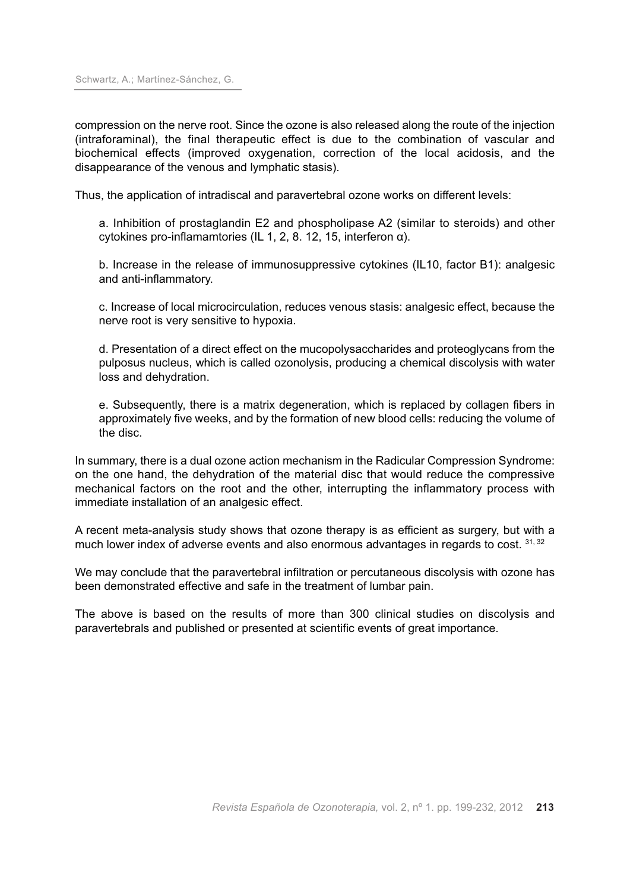compression on the nerve root. Since the ozone is also released along the route of the injection (intraforaminal), the final therapeutic effect is due to the combination of vascular and biochemical effects (improved oxygenation, correction of the local acidosis, and the disappearance of the venous and lymphatic stasis).

Thus, the application of intradiscal and paravertebral ozone works on different levels:

a. Inhibition of prostaglandin E2 and phospholipase A2 (similar to steroids) and other cytokines pro-inflamamtories (IL 1, 2, 8. 12, 15, interferon α).

b. Increase in the release of immunosuppressive cytokines (IL10, factor B1): analgesic and anti-inflammatory.

c. Increase of local microcirculation, reduces venous stasis: analgesic effect, because the nerve root is very sensitive to hypoxia.

d. Presentation of a direct effect on the mucopolysaccharides and proteoglycans from the pulposus nucleus, which is called ozonolysis, producing a chemical discolysis with water loss and dehydration.

e. Subsequently, there is a matrix degeneration, which is replaced by collagen fibers in approximately five weeks, and by the formation of new blood cells: reducing the volume of the disc.

In summary, there is a dual ozone action mechanism in the Radicular Compression Syndrome: on the one hand, the dehydration of the material disc that would reduce the compressive mechanical factors on the root and the other, interrupting the inflammatory process with immediate installation of an analgesic effect.

A recent meta-analysis study shows that ozone therapy is as efficient as surgery, but with a much lower index of adverse events and also enormous advantages in regards to cost. [31, 32]

We may conclude that the paravertebral infiltration or percutaneous discolysis with ozone has been demonstrated effective and safe in the treatment of lumbar pain.

The above is based on the results of more than 300 clinical studies on discolysis and paravertebrals and published or presented at scientific events of great importance.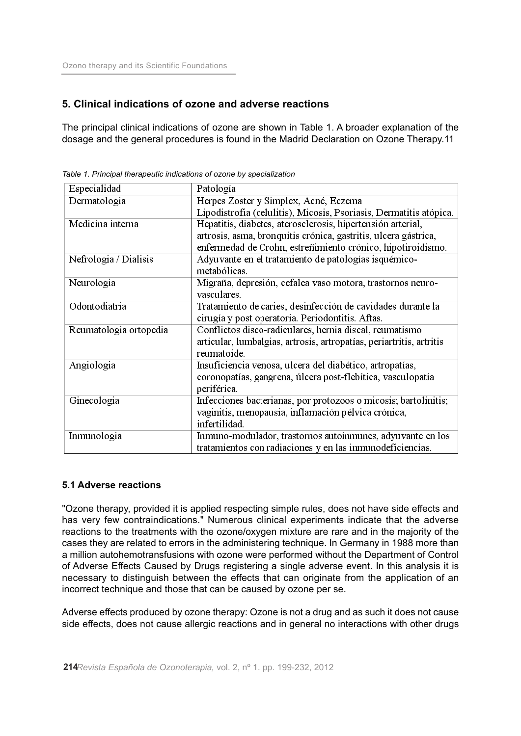## 5. Clinical indications of ozone and adverse reactions

The principal clinical indications of ozone are shown in Table 1. A broader explanation of the dosage and the general procedures is found in the Madrid Declaration on Ozone Therapy.11

*Table 1. Principal therapeutic indications of ozone by specialization*

| Especialidad | Patología |
|---|---|
| Dermatologia | Herpes Zoster y Simplex, Acné, Eczema Lipodistrofia (celulitis), Micosis, Psoriasis, Dermatitis atópica. |
| Medicina interna | Hepatitis, diabetes, aterosclerosis, hipertensión arterial, artrosis, asma, bronquitis crónica, gastritis, ulcera gástrica, enfermedad de Crohn, estreñimiento crónico, hipotiroidismo. |
| Nefrologia / Dialisis | Adyuvante en el tratamiento de patologías isquémico-metabólicas. |
| Neurologia | Migraña, depresión, cefalea vaso motora, trastornos neuro-vasculares. |
| Odontodiatria | Tratamiento de caries, desinfección de cavidades durante la cirugía y post operatoria. Periodontitis. Aftas. |
| Reumatologia ortopedia | Conflictos disco-radiculares, hernia discal, reumatismo articular, lumbalgias, artrosis, artropatías, periartritis, artritis reumatoide. |
| Angiologia | Insuficiencia venosa, ulcera del diabético, artropatías, coronopatías, gangrena, úlcera post-flebítica, vasculopatía periférica. |
| Ginecologia | Infecciones bacterianas, por protozoos o micosis; bartolinitis; vaginitis, menopausia, inflamación pélvica crónica, infertilidad. |
| Inmunologia | Inmuno-modulador, trastornos autoinmunes, adyuvante en los tratamientos con radiaciones y en las inmunodeficiencias. |

### 5.1 Adverse reactions

"Ozone therapy, provided it is applied respecting simple rules, does not have side effects and has very few contraindications." Numerous clinical experiments indicate that the adverse reactions to the treatments with the ozone/oxygen mixture are rare and in the majority of the cases they are related to errors in the administering technique. In Germany in 1988 more than a million autohemotransfusions with ozone were performed without the Department of Control of Adverse Effects Caused by Drugs registering a single adverse event. In this analysis it is necessary to distinguish between the effects that can originate from the application of an incorrect technique and those that can be caused by ozone per se.

Adverse effects produced by ozone therapy: Ozone is not a drug and as such it does not cause side effects, does not cause allergic reactions and in general no interactions with other drugs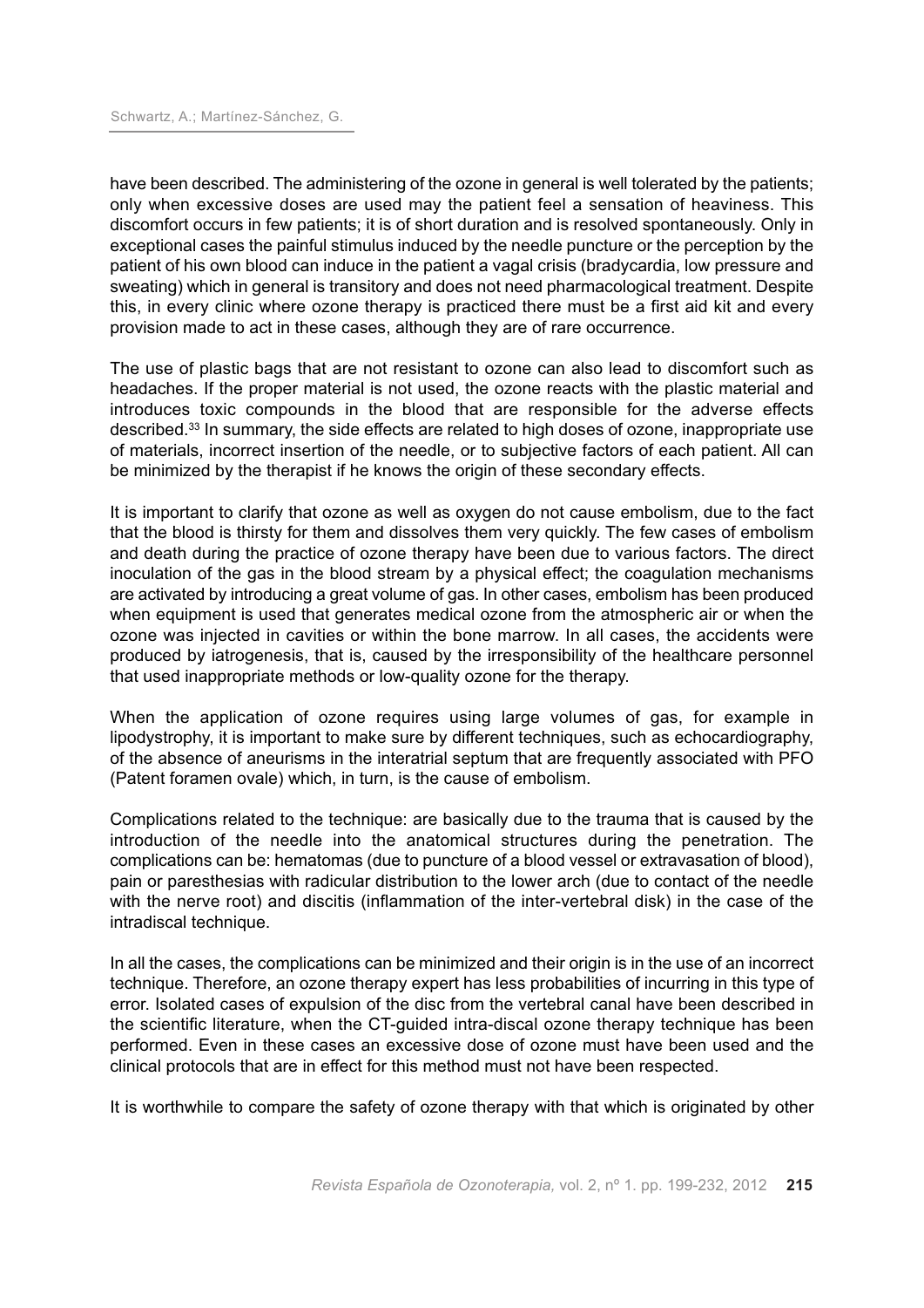have been described. The administering of the ozone in general is well tolerated by the patients; only when excessive doses are used may the patient feel a sensation of heaviness. This discomfort occurs in few patients; it is of short duration and is resolved spontaneously. Only in exceptional cases the painful stimulus induced by the needle puncture or the perception by the patient of his own blood can induce in the patient a vagal crisis (bradycardia, low pressure and sweating) which in general is transitory and does not need pharmacological treatment. Despite this, in every clinic where ozone therapy is practiced there must be a first aid kit and every provision made to act in these cases, although they are of rare occurrence.

The use of plastic bags that are not resistant to ozone can also lead to discomfort such as headaches. If the proper material is not used, the ozone reacts with the plastic material and introduces toxic compounds in the blood that are responsible for the adverse effects described.[33] In summary, the side effects are related to high doses of ozone, inappropriate use of materials, incorrect insertion of the needle, or to subjective factors of each patient. All can be minimized by the therapist if he knows the origin of these secondary effects.

It is important to clarify that ozone as well as oxygen do not cause embolism, due to the fact that the blood is thirsty for them and dissolves them very quickly. The few cases of embolism and death during the practice of ozone therapy have been due to various factors. The direct inoculation of the gas in the blood stream by a physical effect; the coagulation mechanisms are activated by introducing a great volume of gas. In other cases, embolism has been produced when equipment is used that generates medical ozone from the atmospheric air or when the ozone was injected in cavities or within the bone marrow. In all cases, the accidents were produced by iatrogenesis, that is, caused by the irresponsibility of the healthcare personnel that used inappropriate methods or low-quality ozone for the therapy.

When the application of ozone requires using large volumes of gas, for example in lipodystrophy, it is important to make sure by different techniques, such as echocardiography, of the absence of aneurisms in the interatrial septum that are frequently associated with PFO (Patent foramen ovale) which, in turn, is the cause of embolism.

Complications related to the technique: are basically due to the trauma that is caused by the introduction of the needle into the anatomical structures during the penetration. The complications can be: hematomas (due to puncture of a blood vessel or extravasation of blood), pain or paresthesias with radicular distribution to the lower arch (due to contact of the needle with the nerve root) and discitis (inflammation of the inter-vertebral disk) in the case of the intradiscal technique.

In all the cases, the complications can be minimized and their origin is in the use of an incorrect technique. Therefore, an ozone therapy expert has less probabilities of incurring in this type of error. Isolated cases of expulsion of the disc from the vertebral canal have been described in the scientific literature, when the CT-guided intra-discal ozone therapy technique has been performed. Even in these cases an excessive dose of ozone must have been used and the clinical protocols that are in effect for this method must not have been respected.

It is worthwhile to compare the safety of ozone therapy with that which is originated by other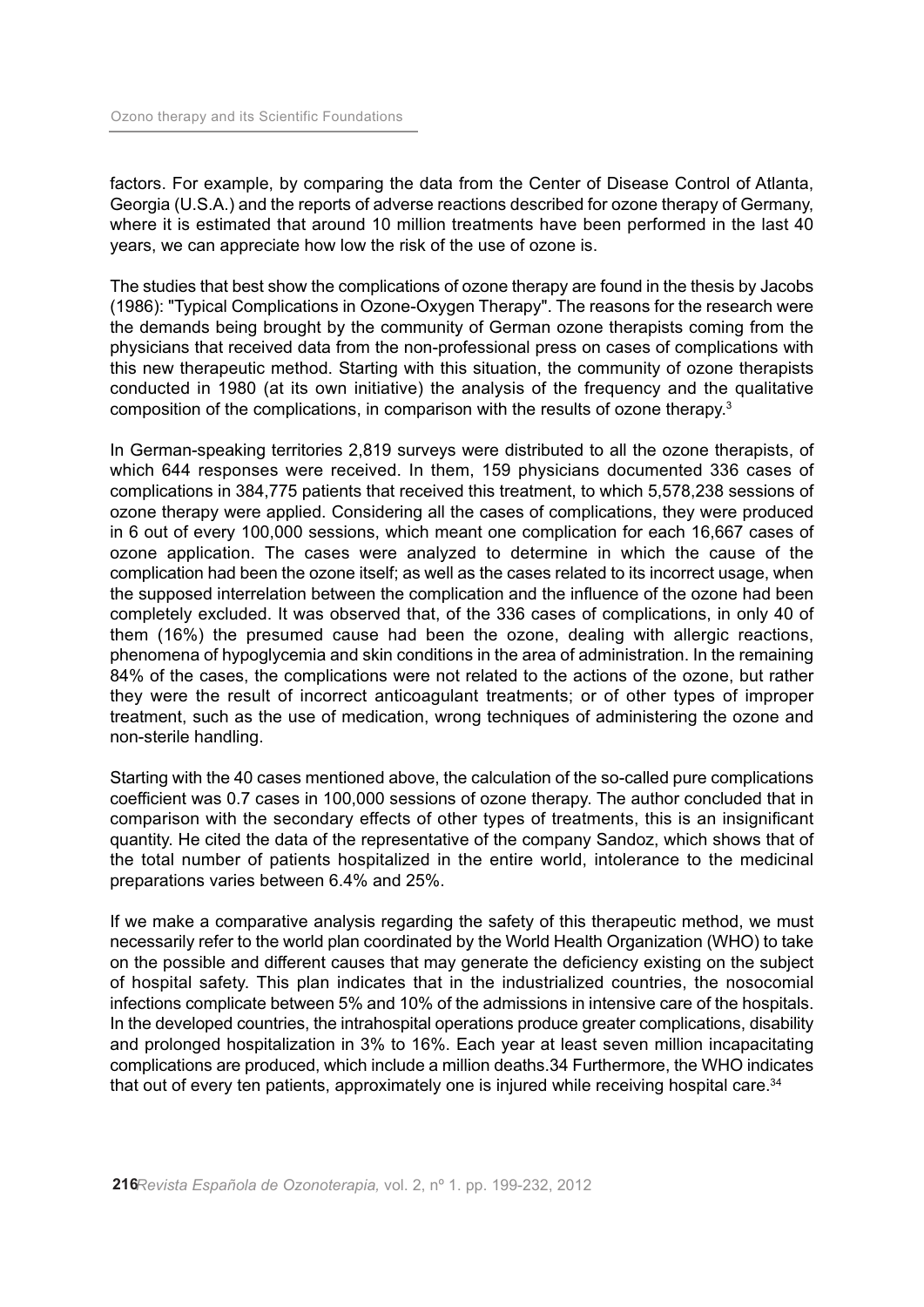factors. For example, by comparing the data from the Center of Disease Control of Atlanta, Georgia (U.S.A.) and the reports of adverse reactions described for ozone therapy of Germany, where it is estimated that around 10 million treatments have been performed in the last 40 years, we can appreciate how low the risk of the use of ozone is.

The studies that best show the complications of ozone therapy are found in the thesis by Jacobs (1986): "Typical Complications in Ozone-Oxygen Therapy". The reasons for the research were the demands being brought by the community of German ozone therapists coming from the physicians that received data from the non-professional press on cases of complications with this new therapeutic method. Starting with this situation, the community of ozone therapists conducted in 1980 (at its own initiative) the analysis of the frequency and the qualitative composition of the complications, in comparison with the results of ozone therapy.[3]

In German-speaking territories 2,819 surveys were distributed to all the ozone therapists, of which 644 responses were received. In them, 159 physicians documented 336 cases of complications in 384,775 patients that received this treatment, to which 5,578,238 sessions of ozone therapy were applied. Considering all the cases of complications, they were produced in 6 out of every 100,000 sessions, which meant one complication for each 16,667 cases of ozone application. The cases were analyzed to determine in which the cause of the complication had been the ozone itself; as well as the cases related to its incorrect usage, when the supposed interrelation between the complication and the influence of the ozone had been completely excluded. It was observed that, of the 336 cases of complications, in only 40 of them (16%) the presumed cause had been the ozone, dealing with allergic reactions, phenomena of hypoglycemia and skin conditions in the area of administration. In the remaining 84% of the cases, the complications were not related to the actions of the ozone, but rather they were the result of incorrect anticoagulant treatments; or of other types of improper treatment, such as the use of medication, wrong techniques of administering the ozone and non-sterile handling.

Starting with the 40 cases mentioned above, the calculation of the so-called pure complications coefficient was 0.7 cases in 100,000 sessions of ozone therapy. The author concluded that in comparison with the secondary effects of other types of treatments, this is an insignificant quantity. He cited the data of the representative of the company Sandoz, which shows that of the total number of patients hospitalized in the entire world, intolerance to the medicinal preparations varies between 6.4% and 25%.

If we make a comparative analysis regarding the safety of this therapeutic method, we must necessarily refer to the world plan coordinated by the World Health Organization (WHO) to take on the possible and different causes that may generate the deficiency existing on the subject of hospital safety. This plan indicates that in the industrialized countries, the nosocomial infections complicate between 5% and 10% of the admissions in intensive care of the hospitals. In the developed countries, the intrahospital operations produce greater complications, disability and prolonged hospitalization in 3% to 16%. Each year at least seven million incapacitating complications are produced, which include a million deaths.34 Furthermore, the WHO indicates that out of every ten patients, approximately one is injured while receiving hospital care.[34]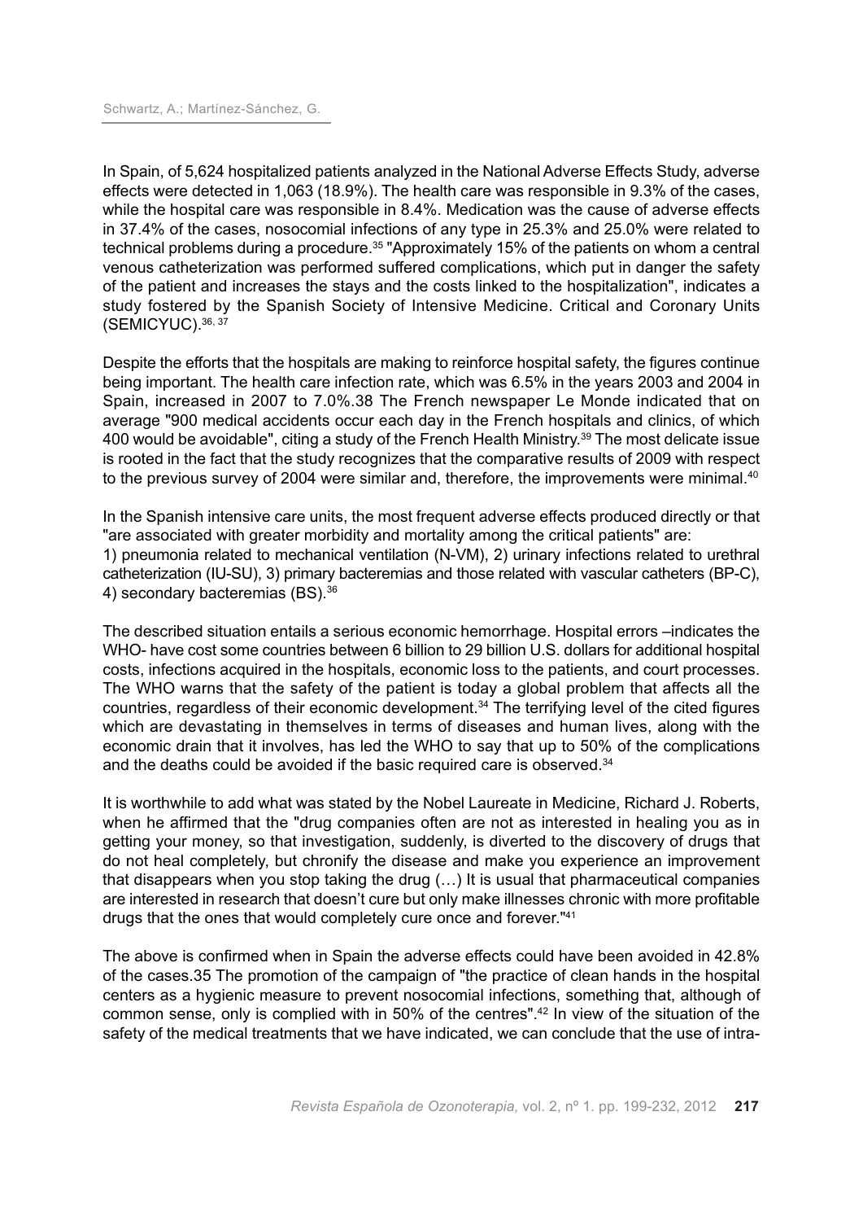In Spain, of 5,624 hospitalized patients analyzed in the National Adverse Effects Study, adverse effects were detected in 1,063 (18.9%). The health care was responsible in 9.3% of the cases, while the hospital care was responsible in 8.4%. Medication was the cause of adverse effects in 37.4% of the cases, nosocomial infections of any type in 25.3% and 25.0% were related to technical problems during a procedure.[35] "Approximately 15% of the patients on whom a central venous catheterization was performed suffered complications, which put in danger the safety of the patient and increases the stays and the costs linked to the hospitalization", indicates a study fostered by the Spanish Society of Intensive Medicine. Critical and Coronary Units (SEMICYUC).[36, 37]

Despite the efforts that the hospitals are making to reinforce hospital safety, the figures continue being important. The health care infection rate, which was 6.5% in the years 2003 and 2004 in Spain, increased in 2007 to 7.0%.38 The French newspaper Le Monde indicated that on average "900 medical accidents occur each day in the French hospitals and clinics, of which 400 would be avoidable", citing a study of the French Health Ministry.[39] The most delicate issue is rooted in the fact that the study recognizes that the comparative results of 2009 with respect to the previous survey of 2004 were similar and, therefore, the improvements were minimal.[40]

In the Spanish intensive care units, the most frequent adverse effects produced directly or that "are associated with greater morbidity and mortality among the critical patients" are:
1) pneumonia related to mechanical ventilation (N-VM), 2) urinary infections related to urethral catheterization (IU-SU), 3) primary bacteremias and those related with vascular catheters (BP-C), 4) secondary bacteremias (BS).[36]

The described situation entails a serious economic hemorrhage. Hospital errors –indicates the WHO- have cost some countries between 6 billion to 29 billion U.S. dollars for additional hospital costs, infections acquired in the hospitals, economic loss to the patients, and court processes. The WHO warns that the safety of the patient is today a global problem that affects all the countries, regardless of their economic development.[34] The terrifying level of the cited figures which are devastating in themselves in terms of diseases and human lives, along with the economic drain that it involves, has led the WHO to say that up to 50% of the complications and the deaths could be avoided if the basic required care is observed.[34]

It is worthwhile to add what was stated by the Nobel Laureate in Medicine, Richard J. Roberts, when he affirmed that the "drug companies often are not as interested in healing you as in getting your money, so that investigation, suddenly, is diverted to the discovery of drugs that do not heal completely, but chronify the disease and make you experience an improvement that disappears when you stop taking the drug (…) It is usual that pharmaceutical companies are interested in research that doesn't cure but only make illnesses chronic with more profitable drugs that the ones that would completely cure once and forever."[41]

The above is confirmed when in Spain the adverse effects could have been avoided in 42.8% of the cases.35 The promotion of the campaign of "the practice of clean hands in the hospital centers as a hygienic measure to prevent nosocomial infections, something that, although of common sense, only is complied with in 50% of the centres".[42] In view of the situation of the safety of the medical treatments that we have indicated, we can conclude that the use of intra-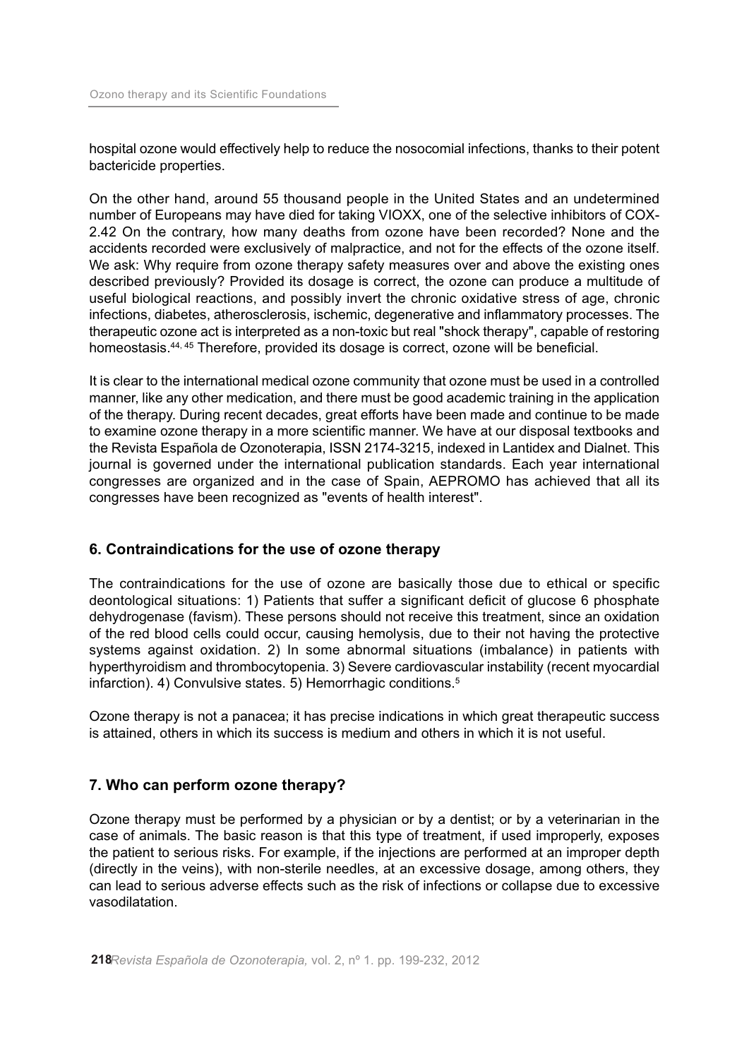hospital ozone would effectively help to reduce the nosocomial infections, thanks to their potent bactericide properties.

On the other hand, around 55 thousand people in the United States and an undetermined number of Europeans may have died for taking VIOXX, one of the selective inhibitors of COX-2.[42] On the contrary, how many deaths from ozone have been recorded? None and the accidents recorded were exclusively of malpractice, and not for the effects of the ozone itself. We ask: Why require from ozone therapy safety measures over and above the existing ones described previously? Provided its dosage is correct, the ozone can produce a multitude of useful biological reactions, and possibly invert the chronic oxidative stress of age, chronic infections, diabetes, atherosclerosis, ischemic, degenerative and inflammatory processes. The therapeutic ozone act is interpreted as a non-toxic but real "shock therapy", capable of restoring homeostasis.[44, 45] Therefore, provided its dosage is correct, ozone will be beneficial.

It is clear to the international medical ozone community that ozone must be used in a controlled manner, like any other medication, and there must be good academic training in the application of the therapy. During recent decades, great efforts have been made and continue to be made to examine ozone therapy in a more scientific manner. We have at our disposal textbooks and the Revista Española de Ozonoterapia, ISSN 2174-3215, indexed in Lantidex and Dialnet. This journal is governed under the international publication standards. Each year international congresses are organized and in the case of Spain, AEPROMO has achieved that all its congresses have been recognized as "events of health interest".

## 6. Contraindications for the use of ozone therapy

The contraindications for the use of ozone are basically those due to ethical or specific deontological situations: 1) Patients that suffer a significant deficit of glucose 6 phosphate dehydrogenase (favism). These persons should not receive this treatment, since an oxidation of the red blood cells could occur, causing hemolysis, due to their not having the protective systems against oxidation. 2) In some abnormal situations (imbalance) in patients with hyperthyroidism and thrombocytopenia. 3) Severe cardiovascular instability (recent myocardial infarction). 4) Convulsive states. 5) Hemorrhagic conditions.[5]

Ozone therapy is not a panacea; it has precise indications in which great therapeutic success is attained, others in which its success is medium and others in which it is not useful.

## 7. Who can perform ozone therapy?

Ozone therapy must be performed by a physician or by a dentist; or by a veterinarian in the case of animals. The basic reason is that this type of treatment, if used improperly, exposes the patient to serious risks. For example, if the injections are performed at an improper depth (directly in the veins), with non-sterile needles, at an excessive dosage, among others, they can lead to serious adverse effects such as the risk of infections or collapse due to excessive vasodilatation.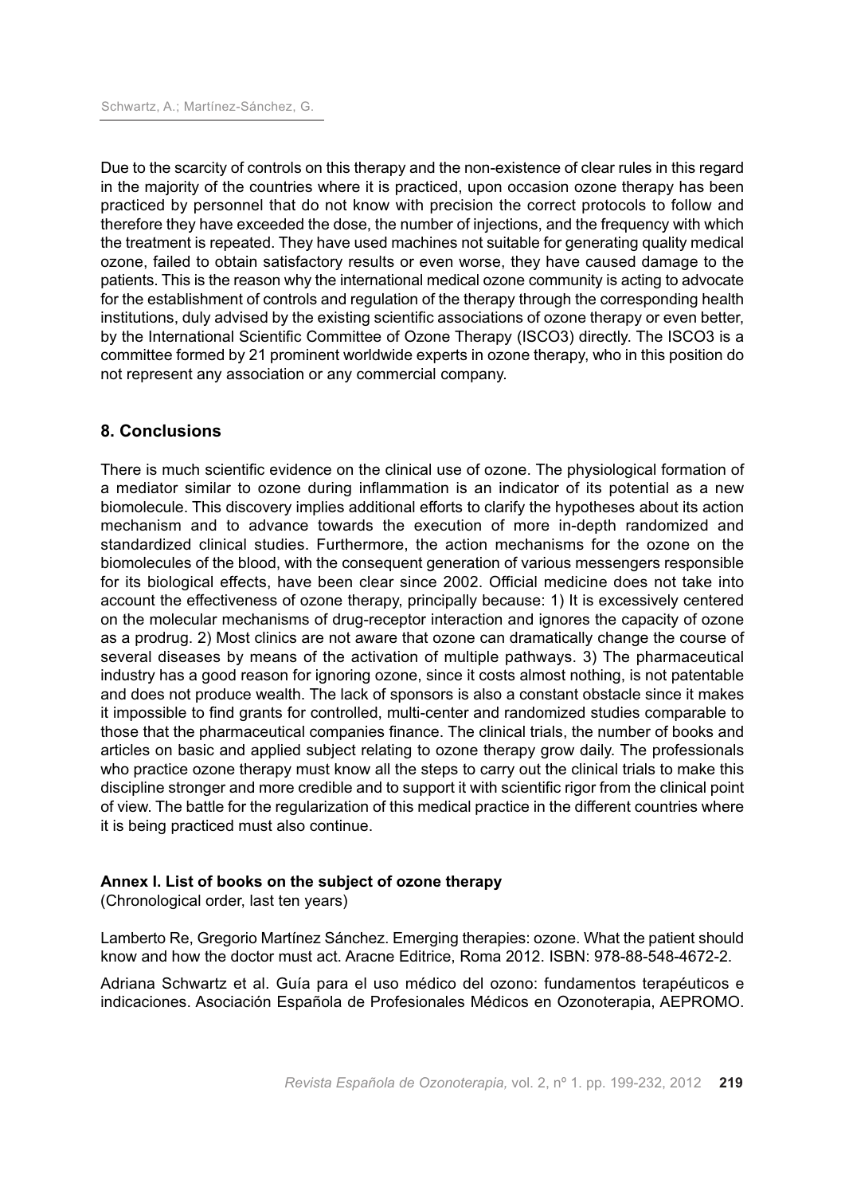Due to the scarcity of controls on this therapy and the non-existence of clear rules in this regard in the majority of the countries where it is practiced, upon occasion ozone therapy has been practiced by personnel that do not know with precision the correct protocols to follow and therefore they have exceeded the dose, the number of injections, and the frequency with which the treatment is repeated. They have used machines not suitable for generating quality medical ozone, failed to obtain satisfactory results or even worse, they have caused damage to the patients. This is the reason why the international medical ozone community is acting to advocate for the establishment of controls and regulation of the therapy through the corresponding health institutions, duly advised by the existing scientific associations of ozone therapy or even better, by the International Scientific Committee of Ozone Therapy (ISCO3) directly. The ISCO3 is a committee formed by 21 prominent worldwide experts in ozone therapy, who in this position do not represent any association or any commercial company.

## 8. Conclusions

There is much scientific evidence on the clinical use of ozone. The physiological formation of a mediator similar to ozone during inflammation is an indicator of its potential as a new biomolecule. This discovery implies additional efforts to clarify the hypotheses about its action mechanism and to advance towards the execution of more in-depth randomized and standardized clinical studies. Furthermore, the action mechanisms for the ozone on the biomolecules of the blood, with the consequent generation of various messengers responsible for its biological effects, have been clear since 2002. Official medicine does not take into account the effectiveness of ozone therapy, principally because: 1) It is excessively centered on the molecular mechanisms of drug-receptor interaction and ignores the capacity of ozone as a prodrug. 2) Most clinics are not aware that ozone can dramatically change the course of several diseases by means of the activation of multiple pathways. 3) The pharmaceutical industry has a good reason for ignoring ozone, since it costs almost nothing, is not patentable and does not produce wealth. The lack of sponsors is also a constant obstacle since it makes it impossible to find grants for controlled, multi-center and randomized studies comparable to those that the pharmaceutical companies finance. The clinical trials, the number of books and articles on basic and applied subject relating to ozone therapy grow daily. The professionals who practice ozone therapy must know all the steps to carry out the clinical trials to make this discipline stronger and more credible and to support it with scientific rigor from the clinical point of view. The battle for the regularization of this medical practice in the different countries where it is being practiced must also continue.

### Annex I. List of books on the subject of ozone therapy

(Chronological order, last ten years)

Lamberto Re, Gregorio Martínez Sánchez. Emerging therapies: ozone. What the patient should know and how the doctor must act. Aracne Editrice, Roma 2012. ISBN: 978-88-548-4672-2.

Adriana Schwartz et al. Guía para el uso médico del ozono: fundamentos terapéuticos e indicaciones. Asociación Española de Profesionales Médicos en Ozonoterapia, AEPROMO.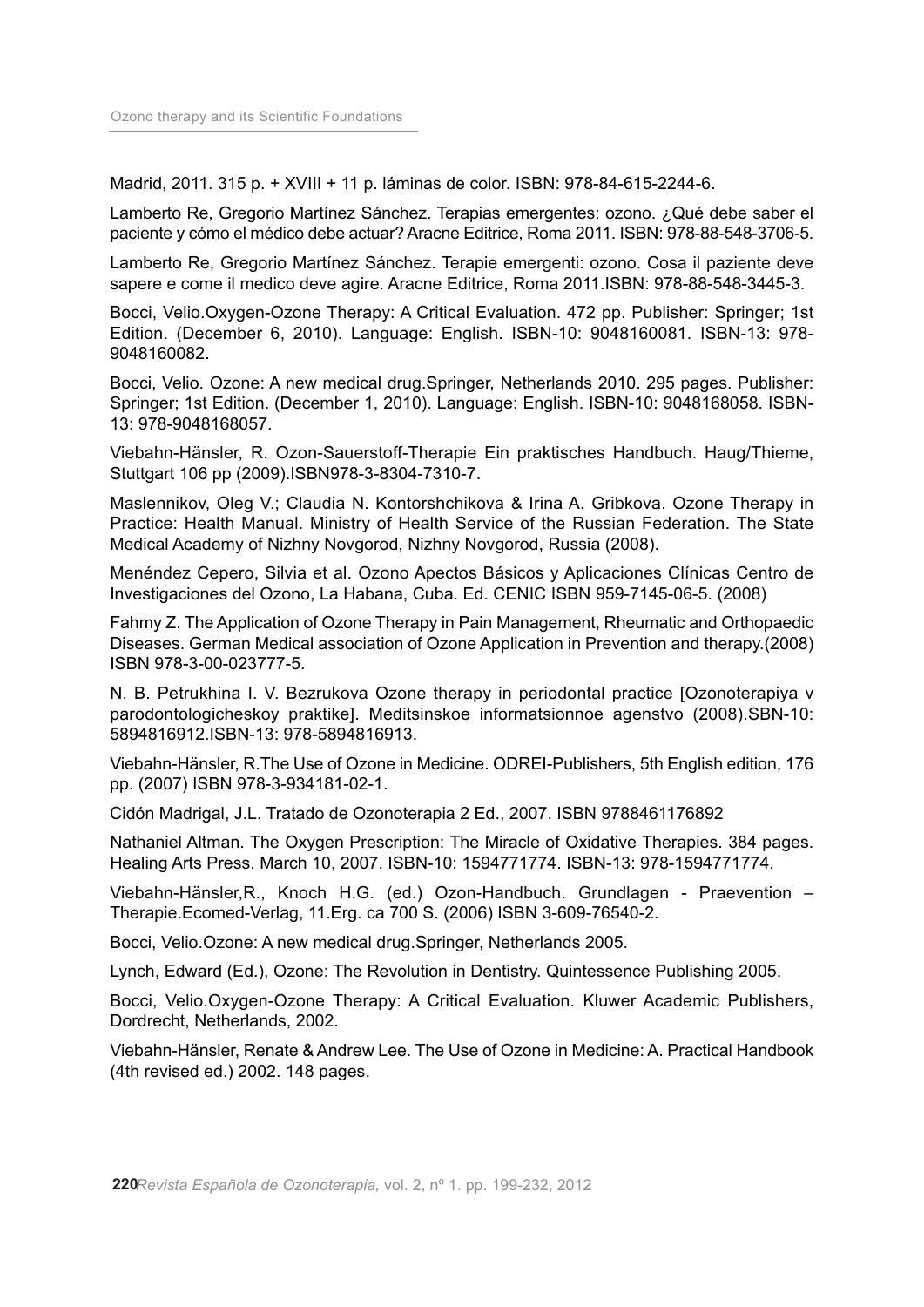Madrid, 2011. 315 p. + XVIII + 11 p. láminas de color. ISBN: 978-84-615-2244-6.

Lamberto Re, Gregorio Martínez Sánchez. Terapias emergentes: ozono. ¿Qué debe saber el paciente y cómo el médico debe actuar? Aracne Editrice, Roma 2011. ISBN: 978-88-548-3706-5.

Lamberto Re, Gregorio Martínez Sánchez. Terapie emergenti: ozono. Cosa il paziente deve sapere e come il medico deve agire. Aracne Editrice, Roma 2011.ISBN: 978-88-548-3445-3.

Bocci, Velio.Oxygen-Ozone Therapy: A Critical Evaluation. 472 pp. Publisher: Springer; 1st Edition. (December 6, 2010). Language: English. ISBN-10: 9048160081. ISBN-13: 978-9048160082.

Bocci, Velio. Ozone: A new medical drug.Springer, Netherlands 2010. 295 pages. Publisher: Springer; 1st Edition. (December 1, 2010). Language: English. ISBN-10: 9048168058. ISBN-13: 978-9048168057.

Viebahn-Hänsler, R. Ozon-Sauerstoff-Therapie Ein praktisches Handbuch. Haug/Thieme, Stuttgart 106 pp (2009).ISBN978-3-8304-7310-7.

Maslennikov, Oleg V.; Claudia N. Kontorshchikova & Irina A. Gribkova. Ozone Therapy in Practice: Health Manual. Ministry of Health Service of the Russian Federation. The State Medical Academy of Nizhny Novgorod, Nizhny Novgorod, Russia (2008).

Menéndez Cepero, Silvia et al. Ozono Apectos Básicos y Aplicaciones Clínicas Centro de Investigaciones del Ozono, La Habana, Cuba. Ed. CENIC ISBN 959-7145-06-5. (2008)

Fahmy Z. The Application of Ozone Therapy in Pain Management, Rheumatic and Orthopaedic Diseases. German Medical association of Ozone Application in Prevention and therapy.(2008) ISBN 978-3-00-023777-5.

N. B. Petrukhina I. V. Bezrukova Ozone therapy in periodontal practice [Ozonoterapiya v parodontologicheskoy praktike]. Meditsinskoe informatsionnoe agenstvo (2008).SBN-10: 5894816912.ISBN-13: 978-5894816913.

Viebahn-Hänsler, R.The Use of Ozone in Medicine. ODREI-Publishers, 5th English edition, 176 pp. (2007) ISBN 978-3-934181-02-1.

Cidón Madrigal, J.L. Tratado de Ozonoterapia 2 Ed., 2007. ISBN 9788461176892

Nathaniel Altman. The Oxygen Prescription: The Miracle of Oxidative Therapies. 384 pages. Healing Arts Press. March 10, 2007. ISBN-10: 1594771774. ISBN-13: 978-1594771774.

Viebahn-Hänsler,R., Knoch H.G. (ed.) Ozon-Handbuch. Grundlagen - Praevention – Therapie.Ecomed-Verlag, 11.Erg. ca 700 S. (2006) ISBN 3-609-76540-2.

Bocci, Velio.Ozone: A new medical drug.Springer, Netherlands 2005.

Lynch, Edward (Ed.), Ozone: The Revolution in Dentistry. Quintessence Publishing 2005.

Bocci, Velio.Oxygen-Ozone Therapy: A Critical Evaluation. Kluwer Academic Publishers, Dordrecht, Netherlands, 2002.

Viebahn-Hänsler, Renate & Andrew Lee. The Use of Ozone in Medicine: A. Practical Handbook (4th revised ed.) 2002. 148 pages.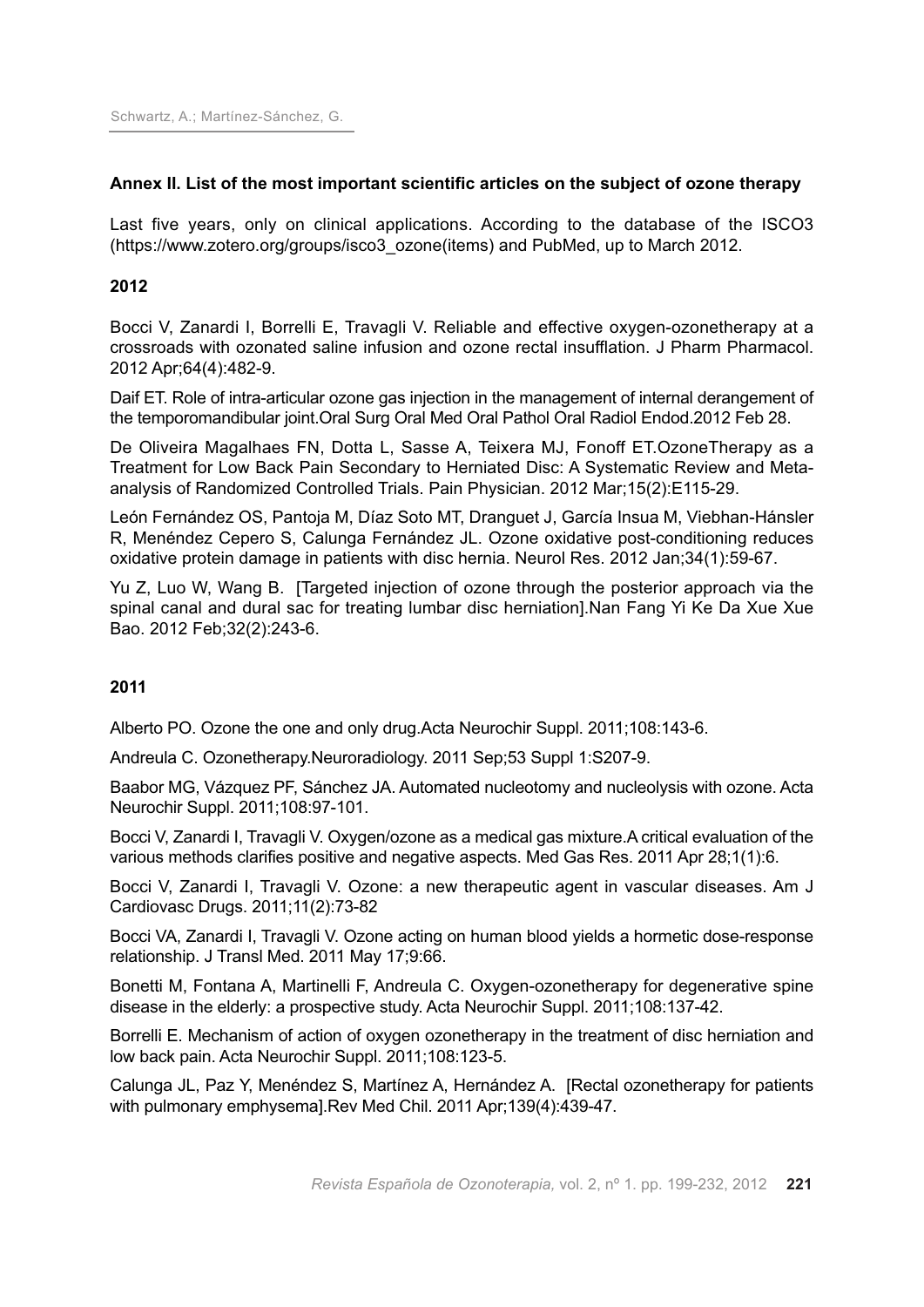## Annex II. List of the most important scientific articles on the subject of ozone therapy

Last five years, only on clinical applications. According to the database of the ISCO3 (https://www.zotero.org/groups/isco3_ozone(items) and PubMed, up to March 2012.

### 2012

Bocci V, Zanardi I, Borrelli E, Travagli V. Reliable and effective oxygen-ozonetherapy at a crossroads with ozonated saline infusion and ozone rectal insufflation. J Pharm Pharmacol. 2012 Apr;64(4):482-9.

Daif ET. Role of intra-articular ozone gas injection in the management of internal derangement of the temporomandibular joint.Oral Surg Oral Med Oral Pathol Oral Radiol Endod.2012 Feb 28.

De Oliveira Magalhaes FN, Dotta L, Sasse A, Teixera MJ, Fonoff ET.OzoneTherapy as a Treatment for Low Back Pain Secondary to Herniated Disc: A Systematic Review and Meta-analysis of Randomized Controlled Trials. Pain Physician. 2012 Mar;15(2):E115-29.

León Fernández OS, Pantoja M, Díaz Soto MT, Dranguet J, García Insua M, Viebhan-Hánsler R, Menéndez Cepero S, Calunga Fernández JL. Ozone oxidative post-conditioning reduces oxidative protein damage in patients with disc hernia. Neurol Res. 2012 Jan;34(1):59-67.

Yu Z, Luo W, Wang B. [Targeted injection of ozone through the posterior approach via the spinal canal and dural sac for treating lumbar disc herniation].Nan Fang Yi Ke Da Xue Xue Bao. 2012 Feb;32(2):243-6.

### 2011

Alberto PO. Ozone the one and only drug.Acta Neurochir Suppl. 2011;108:143-6.

Andreula C. Ozonetherapy.Neuroradiology. 2011 Sep;53 Suppl 1:S207-9.

Baabor MG, Vázquez PF, Sánchez JA. Automated nucleotomy and nucleolysis with ozone. Acta Neurochir Suppl. 2011;108:97-101.

Bocci V, Zanardi I, Travagli V. Oxygen/ozone as a medical gas mixture.A critical evaluation of the various methods clarifies positive and negative aspects. Med Gas Res. 2011 Apr 28;1(1):6.

Bocci V, Zanardi I, Travagli V. Ozone: a new therapeutic agent in vascular diseases. Am J Cardiovasc Drugs. 2011;11(2):73-82

Bocci VA, Zanardi I, Travagli V. Ozone acting on human blood yields a hormetic dose-response relationship. J Transl Med. 2011 May 17;9:66.

Bonetti M, Fontana A, Martinelli F, Andreula C. Oxygen-ozonetherapy for degenerative spine disease in the elderly: a prospective study. Acta Neurochir Suppl. 2011;108:137-42.

Borrelli E. Mechanism of action of oxygen ozonetherapy in the treatment of disc herniation and low back pain. Acta Neurochir Suppl. 2011;108:123-5.

Calunga JL, Paz Y, Menéndez S, Martínez A, Hernández A. [Rectal ozonetherapy for patients with pulmonary emphysema].Rev Med Chil. 2011 Apr;139(4):439-47.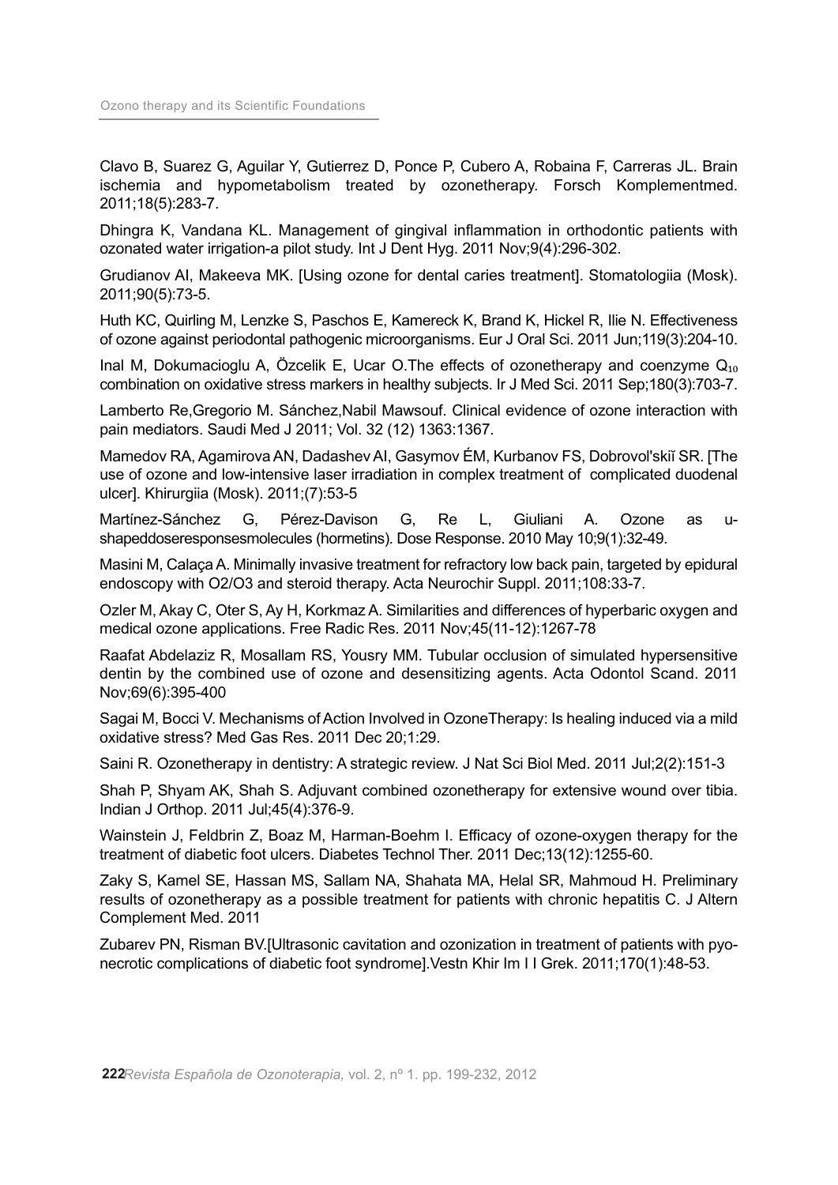Clavo B, Suarez G, Aguilar Y, Gutierrez D, Ponce P, Cubero A, Robaina F, Carreras JL. Brain ischemia and hypometabolism treated by ozonetherapy. Forsch Komplementmed. 2011;18(5):283-7.

Dhingra K, Vandana KL. Management of gingival inflammation in orthodontic patients with ozonated water irrigation-a pilot study. Int J Dent Hyg. 2011 Nov;9(4):296-302.

Grudianov AI, Makeeva MK. [Using ozone for dental caries treatment]. Stomatologiia (Mosk). 2011;90(5):73-5.

Huth KC, Quirling M, Lenzke S, Paschos E, Kamereck K, Brand K, Hickel R, Ilie N. Effectiveness of ozone against periodontal pathogenic microorganisms. Eur J Oral Sci. 2011 Jun;119(3):204-10.

Inal M, Dokumacioglu A, Özcelik E, Ucar O.The effects of ozonetherapy and coenzyme $Q_{10}$ combination on oxidative stress markers in healthy subjects. Ir J Med Sci. 2011 Sep;180(3):703-7.

Lamberto Re,Gregorio M. Sánchez,Nabil Mawsouf. Clinical evidence of ozone interaction with pain mediators. Saudi Med J 2011; Vol. 32 (12) 1363:1367.

Mamedov RA, Agamirova AN, Dadashev AI, Gasymov ÉM, Kurbanov FS, Dobrovol'skiĭ SR. [The use of ozone and low-intensive laser irradiation in complex treatment of complicated duodenal ulcer]. Khirurgiia (Mosk). 2011;(7):53-5

Martínez-Sánchez G, Pérez-Davison G, Re L, Giuliani A. Ozone as u-shapeddoseresponsesmolecules (hormetins). Dose Response. 2010 May 10;9(1):32-49.

Masini M, Calaça A. Minimally invasive treatment for refractory low back pain, targeted by epidural endoscopy with O2/O3 and steroid therapy. Acta Neurochir Suppl. 2011;108:33-7.

Ozler M, Akay C, Oter S, Ay H, Korkmaz A. Similarities and differences of hyperbaric oxygen and medical ozone applications. Free Radic Res. 2011 Nov;45(11-12):1267-78

Raafat Abdelaziz R, Mosallam RS, Yousry MM. Tubular occlusion of simulated hypersensitive dentin by the combined use of ozone and desensitizing agents. Acta Odontol Scand. 2011 Nov;69(6):395-400

Sagai M, Bocci V. Mechanisms of Action Involved in OzoneTherapy: Is healing induced via a mild oxidative stress? Med Gas Res. 2011 Dec 20;1:29.

Saini R. Ozonetherapy in dentistry: A strategic review. J Nat Sci Biol Med. 2011 Jul;2(2):151-3

Shah P, Shyam AK, Shah S. Adjuvant combined ozonetherapy for extensive wound over tibia. Indian J Orthop. 2011 Jul;45(4):376-9.

Wainstein J, Feldbrin Z, Boaz M, Harman-Boehm I. Efficacy of ozone-oxygen therapy for the treatment of diabetic foot ulcers. Diabetes Technol Ther. 2011 Dec;13(12):1255-60.

Zaky S, Kamel SE, Hassan MS, Sallam NA, Shahata MA, Helal SR, Mahmoud H. Preliminary results of ozonetherapy as a possible treatment for patients with chronic hepatitis C. J Altern Complement Med. 2011

Zubarev PN, Risman BV.[Ultrasonic cavitation and ozonization in treatment of patients with pyo-necrotic complications of diabetic foot syndrome].Vestn Khir Im I I Grek. 2011;170(1):48-53.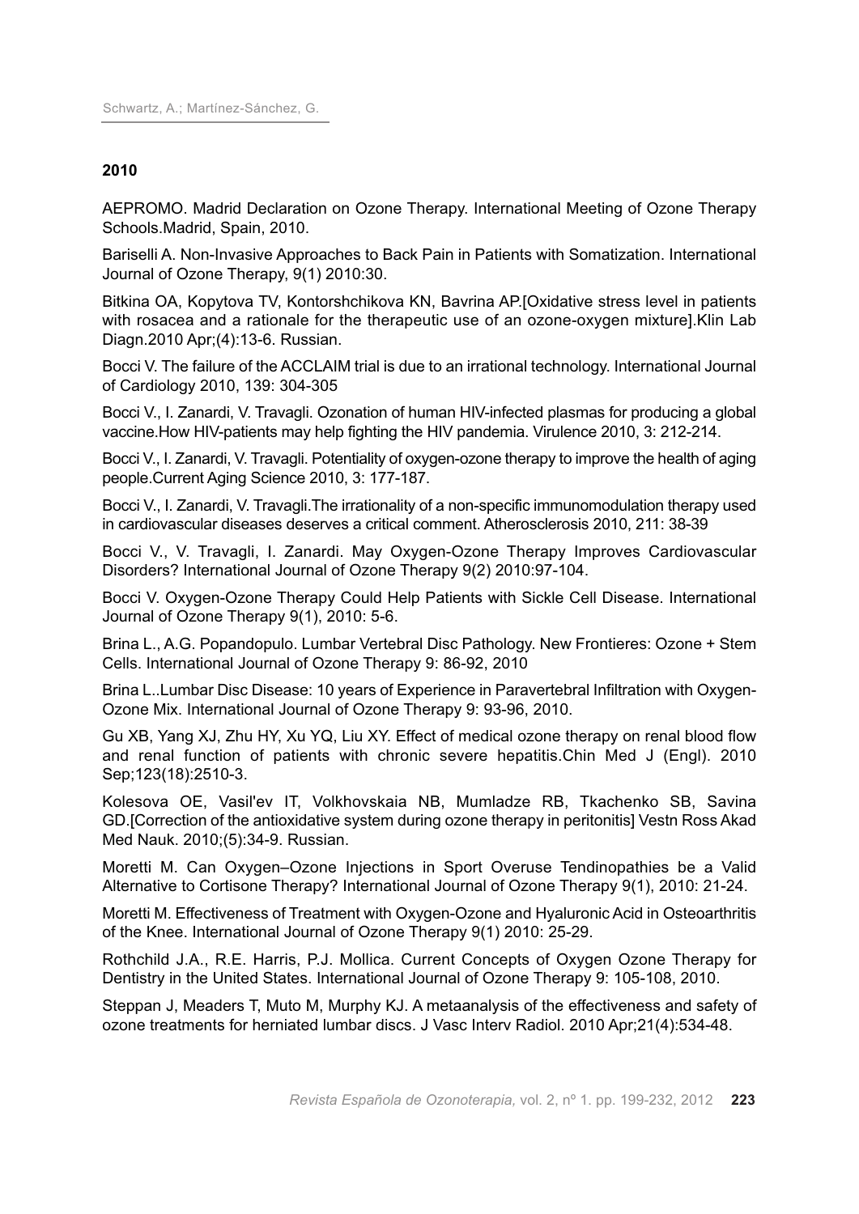**2010**

AEPROMO. Madrid Declaration on Ozone Therapy. International Meeting of Ozone Therapy Schools.Madrid, Spain, 2010.

Bariselli A. Non-Invasive Approaches to Back Pain in Patients with Somatization. International Journal of Ozone Therapy, 9(1) 2010:30.

Bitkina OA, Kopytova TV, Kontorshchikova KN, Bavrina AP.[Oxidative stress level in patients with rosacea and a rationale for the therapeutic use of an ozone-oxygen mixture].Klin Lab Diagn.2010 Apr;(4):13-6. Russian.

Bocci V. The failure of the ACCLAIM trial is due to an irrational technology. International Journal of Cardiology 2010, 139: 304-305

Bocci V., I. Zanardi, V. Travagli. Ozonation of human HIV-infected plasmas for producing a global vaccine.How HIV-patients may help fighting the HIV pandemia. Virulence 2010, 3: 212-214.

Bocci V., I. Zanardi, V. Travagli. Potentiality of oxygen-ozone therapy to improve the health of aging people.Current Aging Science 2010, 3: 177-187.

Bocci V., I. Zanardi, V. Travagli.The irrationality of a non-specific immunomodulation therapy used in cardiovascular diseases deserves a critical comment. Atherosclerosis 2010, 211: 38-39

Bocci V., V. Travagli, I. Zanardi. May Oxygen-Ozone Therapy Improves Cardiovascular Disorders? International Journal of Ozone Therapy 9(2) 2010:97-104.

Bocci V. Oxygen-Ozone Therapy Could Help Patients with Sickle Cell Disease. International Journal of Ozone Therapy 9(1), 2010: 5-6.

Brina L., A.G. Popandopulo. Lumbar Vertebral Disc Pathology. New Frontieres: Ozone + Stem Cells. International Journal of Ozone Therapy 9: 86-92, 2010

Brina L..Lumbar Disc Disease: 10 years of Experience in Paravertebral Infiltration with Oxygen-Ozone Mix. International Journal of Ozone Therapy 9: 93-96, 2010.

Gu XB, Yang XJ, Zhu HY, Xu YQ, Liu XY. Effect of medical ozone therapy on renal blood flow and renal function of patients with chronic severe hepatitis.Chin Med J (Engl). 2010 Sep;123(18):2510-3.

Kolesova OE, Vasil'ev IT, Volkhovskaia NB, Mumladze RB, Tkachenko SB, Savina GD.[Correction of the antioxidative system during ozone therapy in peritonitis] Vestn Ross Akad Med Nauk. 2010;(5):34-9. Russian.

Moretti M. Can Oxygen–Ozone Injections in Sport Overuse Tendinopathies be a Valid Alternative to Cortisone Therapy? International Journal of Ozone Therapy 9(1), 2010: 21-24.

Moretti M. Effectiveness of Treatment with Oxygen-Ozone and Hyaluronic Acid in Osteoarthritis of the Knee. International Journal of Ozone Therapy 9(1) 2010: 25-29.

Rothchild J.A., R.E. Harris, P.J. Mollica. Current Concepts of Oxygen Ozone Therapy for Dentistry in the United States. International Journal of Ozone Therapy 9: 105-108, 2010.

Steppan J, Meaders T, Muto M, Murphy KJ. A metaanalysis of the effectiveness and safety of ozone treatments for herniated lumbar discs. J Vasc Interv Radiol. 2010 Apr;21(4):534-48.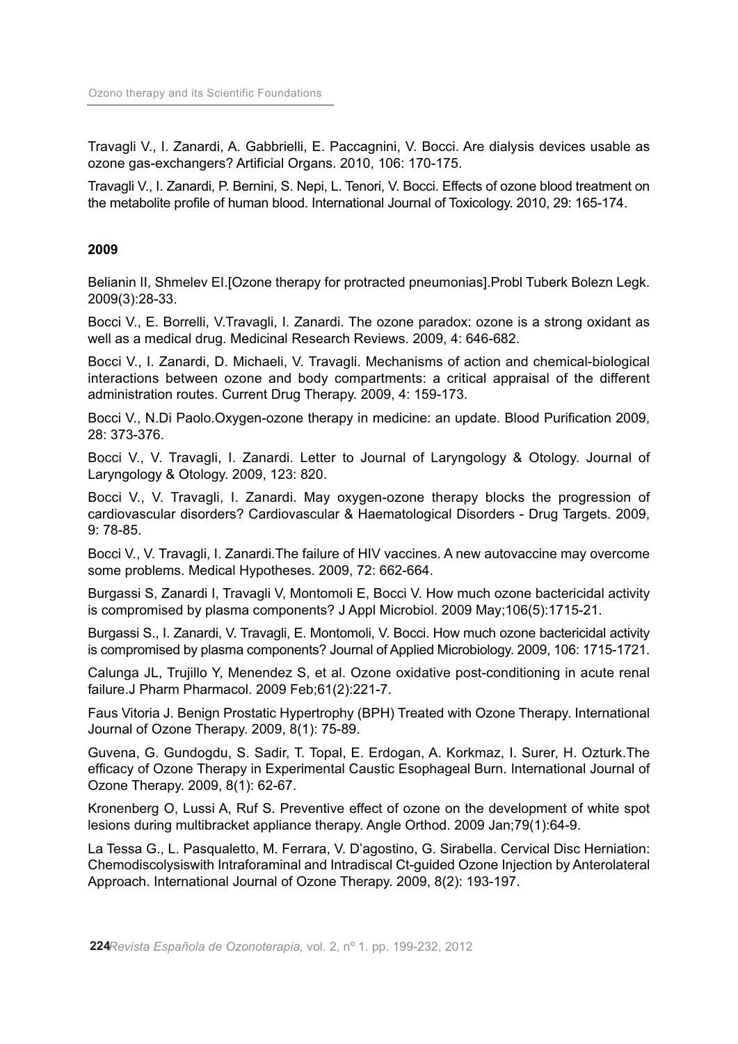Travagli V., I. Zanardi, A. Gabbrielli, E. Paccagnini, V. Bocci. Are dialysis devices usable as ozone gas-exchangers? Artificial Organs. 2010, 106: 170-175.

Travagli V., I. Zanardi, P. Bernini, S. Nepi, L. Tenori, V. Bocci. Effects of ozone blood treatment on the metabolite profile of human blood. International Journal of Toxicology. 2010, 29: 165-174.

**2009**

Belianin II, Shmelev EI.[Ozone therapy for protracted pneumonias].Probl Tuberk Bolezn Legk. 2009(3):28-33.

Bocci V., E. Borrelli, V.Travagli, I. Zanardi. The ozone paradox: ozone is a strong oxidant as well as a medical drug. Medicinal Research Reviews. 2009, 4: 646-682.

Bocci V., I. Zanardi, D. Michaeli, V. Travagli. Mechanisms of action and chemical-biological interactions between ozone and body compartments: a critical appraisal of the different administration routes. Current Drug Therapy. 2009, 4: 159-173.

Bocci V., N.Di Paolo.Oxygen-ozone therapy in medicine: an update. Blood Purification 2009, 28: 373-376.

Bocci V., V. Travagli, I. Zanardi. Letter to Journal of Laryngology & Otology. Journal of Laryngology & Otology. 2009, 123: 820.

Bocci V., V. Travagli, I. Zanardi. May oxygen-ozone therapy blocks the progression of cardiovascular disorders? Cardiovascular & Haematological Disorders - Drug Targets. 2009, 9: 78-85.

Bocci V., V. Travagli, I. Zanardi.The failure of HIV vaccines. A new autovaccine may overcome some problems. Medical Hypotheses. 2009, 72: 662-664.

Burgassi S, Zanardi I, Travagli V, Montomoli E, Bocci V. How much ozone bactericidal activity is compromised by plasma components? J Appl Microbiol. 2009 May;106(5):1715-21.

Burgassi S., I. Zanardi, V. Travagli, E. Montomoli, V. Bocci. How much ozone bactericidal activity is compromised by plasma components? Journal of Applied Microbiology. 2009, 106: 1715-1721.

Calunga JL, Trujillo Y, Menendez S, et al. Ozone oxidative post-conditioning in acute renal failure.J Pharm Pharmacol. 2009 Feb;61(2):221-7.

Faus Vitoria J. Benign Prostatic Hypertrophy (BPH) Treated with Ozone Therapy. International Journal of Ozone Therapy. 2009, 8(1): 75-89.

Guvena, G. Gundogdu, S. Sadir, T. Topal, E. Erdogan, A. Korkmaz, I. Surer, H. Ozturk.The efficacy of Ozone Therapy in Experimental Caustic Esophageal Burn. International Journal of Ozone Therapy. 2009, 8(1): 62-67.

Kronenberg O, Lussi A, Ruf S. Preventive effect of ozone on the development of white spot lesions during multibracket appliance therapy. Angle Orthod. 2009 Jan;79(1):64-9.

La Tessa G., L. Pasqualetto, M. Ferrara, V. D'agostino, G. Sirabella. Cervical Disc Herniation: Chemodiscolysiswith Intraforaminal and Intradiscal Ct-guided Ozone Injection by Anterolateral Approach. International Journal of Ozone Therapy. 2009, 8(2): 193-197.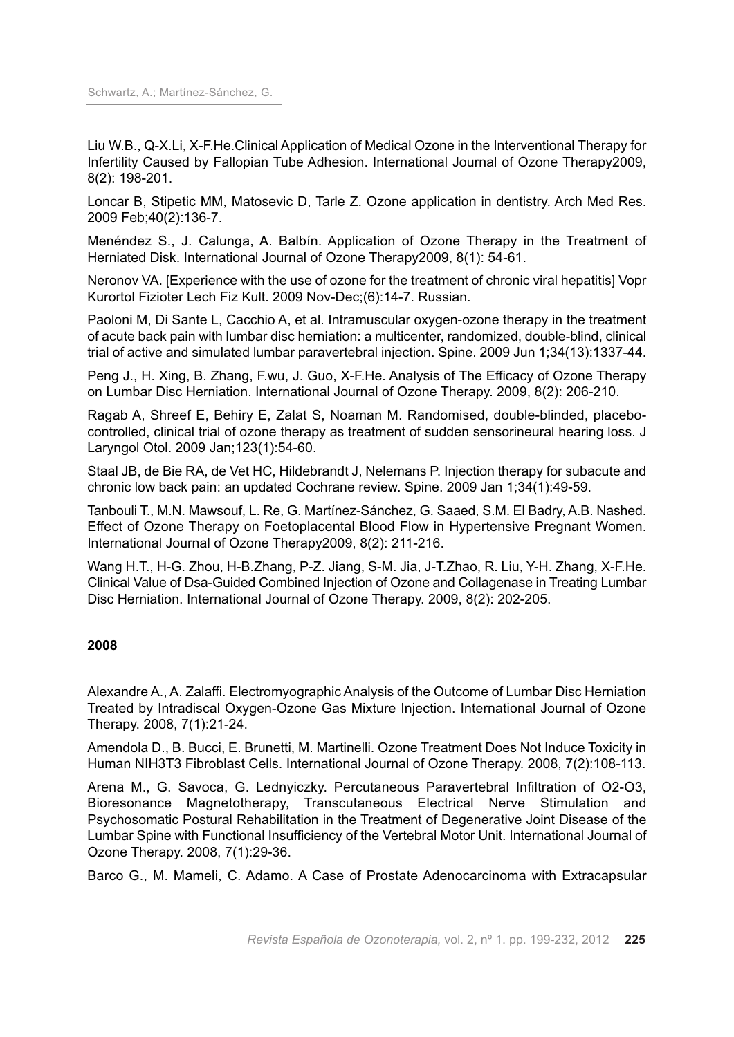Liu W.B., Q-X.Li, X-F.He.Clinical Application of Medical Ozone in the Interventional Therapy for Infertility Caused by Fallopian Tube Adhesion. International Journal of Ozone Therapy2009, 8(2): 198-201.

Loncar B, Stipetic MM, Matosevic D, Tarle Z. Ozone application in dentistry. Arch Med Res. 2009 Feb;40(2):136-7.

Menéndez S., J. Calunga, A. Balbín. Application of Ozone Therapy in the Treatment of Herniated Disk. International Journal of Ozone Therapy2009, 8(1): 54-61.

Neronov VA. [Experience with the use of ozone for the treatment of chronic viral hepatitis] Vopr Kurortol Fizioter Lech Fiz Kult. 2009 Nov-Dec;(6):14-7. Russian.

Paoloni M, Di Sante L, Cacchio A, et al. Intramuscular oxygen-ozone therapy in the treatment of acute back pain with lumbar disc herniation: a multicenter, randomized, double-blind, clinical trial of active and simulated lumbar paravertebral injection. Spine. 2009 Jun 1;34(13):1337-44.

Peng J., H. Xing, B. Zhang, F.wu, J. Guo, X-F.He. Analysis of The Efficacy of Ozone Therapy on Lumbar Disc Herniation. International Journal of Ozone Therapy. 2009, 8(2): 206-210.

Ragab A, Shreef E, Behiry E, Zalat S, Noaman M. Randomised, double-blinded, placebo-controlled, clinical trial of ozone therapy as treatment of sudden sensorineural hearing loss. J Laryngol Otol. 2009 Jan;123(1):54-60.

Staal JB, de Bie RA, de Vet HC, Hildebrandt J, Nelemans P. Injection therapy for subacute and chronic low back pain: an updated Cochrane review. Spine. 2009 Jan 1;34(1):49-59.

Tanbouli T., M.N. Mawsouf, L. Re, G. Martínez-Sánchez, G. Saaed, S.M. El Badry, A.B. Nashed. Effect of Ozone Therapy on Foetoplacental Blood Flow in Hypertensive Pregnant Women. International Journal of Ozone Therapy2009, 8(2): 211-216.

Wang H.T., H-G. Zhou, H-B.Zhang, P-Z. Jiang, S-M. Jia, J-T.Zhao, R. Liu, Y-H. Zhang, X-F.He. Clinical Value of Dsa-Guided Combined Injection of Ozone and Collagenase in Treating Lumbar Disc Herniation. International Journal of Ozone Therapy. 2009, 8(2): 202-205.

**2008**

Alexandre A., A. Zalaffi. Electromyographic Analysis of the Outcome of Lumbar Disc Herniation Treated by Intradiscal Oxygen-Ozone Gas Mixture Injection. International Journal of Ozone Therapy. 2008, 7(1):21-24.

Amendola D., B. Bucci, E. Brunetti, M. Martinelli. Ozone Treatment Does Not Induce Toxicity in Human NIH3T3 Fibroblast Cells. International Journal of Ozone Therapy. 2008, 7(2):108-113.

Arena M., G. Savoca, G. Lednyiczky. Percutaneous Paravertebral Infiltration of $O_2$-$O_3$, Bioresonance Magnetotherapy, Transcutaneous Electrical Nerve Stimulation and Psychosomatic Postural Rehabilitation in the Treatment of Degenerative Joint Disease of the Lumbar Spine with Functional Insufficiency of the Vertebral Motor Unit. International Journal of Ozone Therapy. 2008, 7(1):29-36.

Barco G., M. Mameli, C. Adamo. A Case of Prostate Adenocarcinoma with Extracapsular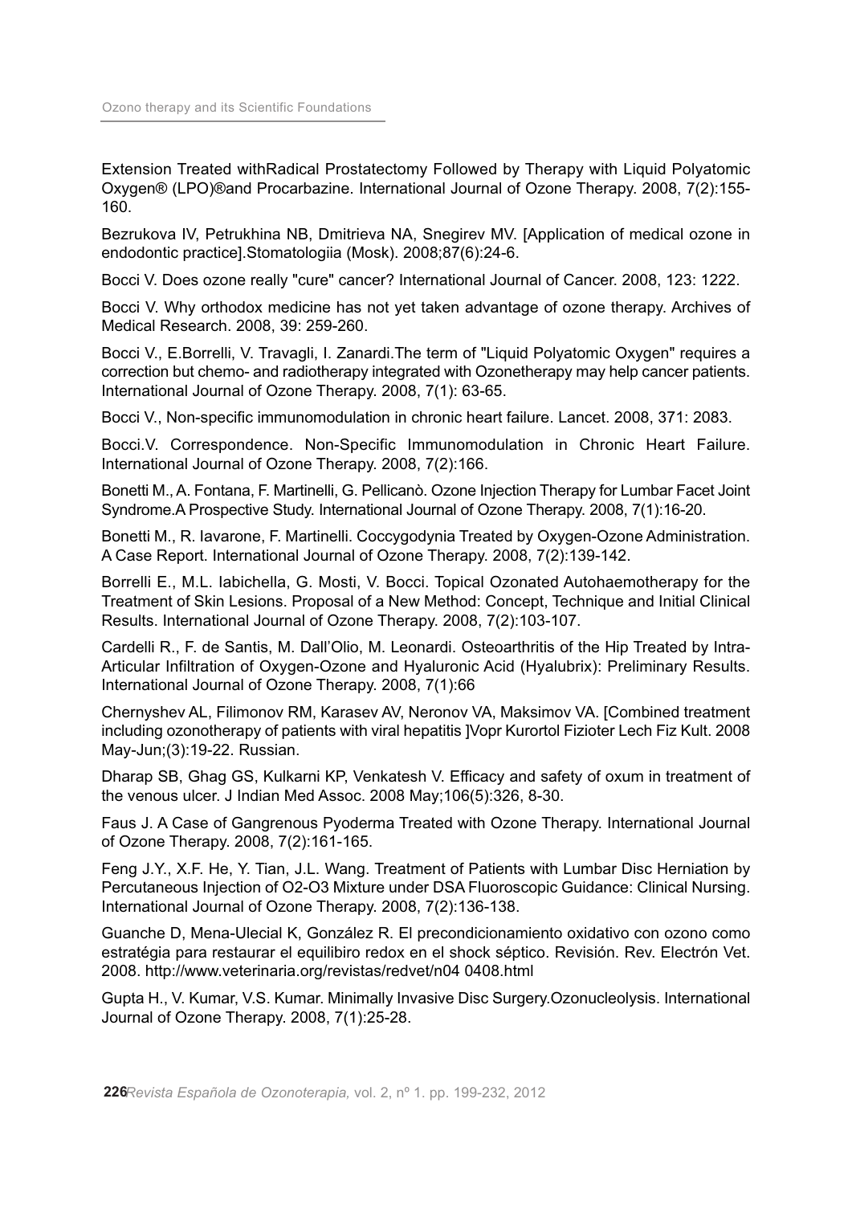Extension Treated withRadical Prostatectomy Followed by Therapy with Liquid Polyatomic Oxygen® (LPO)®and Procarbazine. International Journal of Ozone Therapy. 2008, 7(2):155-160.

Bezrukova IV, Petrukhina NB, Dmitrieva NA, Snegirev MV. [Application of medical ozone in endodontic practice].Stomatologiia (Mosk). 2008;87(6):24-6.

Bocci V. Does ozone really "cure" cancer? International Journal of Cancer. 2008, 123: 1222.

Bocci V. Why orthodox medicine has not yet taken advantage of ozone therapy. Archives of Medical Research. 2008, 39: 259-260.

Bocci V., E.Borrelli, V. Travagli, I. Zanardi.The term of "Liquid Polyatomic Oxygen" requires a correction but chemo- and radiotherapy integrated with Ozonetherapy may help cancer patients. International Journal of Ozone Therapy. 2008, 7(1): 63-65.

Bocci V., Non-specific immunomodulation in chronic heart failure. Lancet. 2008, 371: 2083.

Bocci.V. Correspondence. Non-Specific Immunomodulation in Chronic Heart Failure. International Journal of Ozone Therapy. 2008, 7(2):166.

Bonetti M., A. Fontana, F. Martinelli, G. Pellicanò. Ozone Injection Therapy for Lumbar Facet Joint Syndrome.A Prospective Study. International Journal of Ozone Therapy. 2008, 7(1):16-20.

Bonetti M., R. Iavarone, F. Martinelli. Coccygodynia Treated by Oxygen-Ozone Administration. A Case Report. International Journal of Ozone Therapy. 2008, 7(2):139-142.

Borrelli E., M.L. Iabichella, G. Mosti, V. Bocci. Topical Ozonated Autohaemotherapy for the Treatment of Skin Lesions. Proposal of a New Method: Concept, Technique and Initial Clinical Results. International Journal of Ozone Therapy. 2008, 7(2):103-107.

Cardelli R., F. de Santis, M. Dall'Olio, M. Leonardi. Osteoarthritis of the Hip Treated by Intra-Articular Infiltration of Oxygen-Ozone and Hyaluronic Acid (Hyalubrix): Preliminary Results. International Journal of Ozone Therapy. 2008, 7(1):66

Chernyshev AL, Filimonov RM, Karasev AV, Neronov VA, Maksimov VA. [Combined treatment including ozonotherapy of patients with viral hepatitis ]Vopr Kurortol Fizioter Lech Fiz Kult. 2008 May-Jun;(3):19-22. Russian.

Dharap SB, Ghag GS, Kulkarni KP, Venkatesh V. Efficacy and safety of oxum in treatment of the venous ulcer. J Indian Med Assoc. 2008 May;106(5):326, 8-30.

Faus J. A Case of Gangrenous Pyoderma Treated with Ozone Therapy. International Journal of Ozone Therapy. 2008, 7(2):161-165.

Feng J.Y., X.F. He, Y. Tian, J.L. Wang. Treatment of Patients with Lumbar Disc Herniation by Percutaneous Injection of O2-O3 Mixture under DSA Fluoroscopic Guidance: Clinical Nursing. International Journal of Ozone Therapy. 2008, 7(2):136-138.

Guanche D, Mena-Ulecial K, González R. El precondicionamiento oxidativo con ozono como estratégia para restaurar el equilibiro redox en el shock séptico. Revisión. Rev. Electrón Vet. 2008. http://www.veterinaria.org/revistas/redvet/n04 0408.html

Gupta H., V. Kumar, V.S. Kumar. Minimally Invasive Disc Surgery.Ozonucleolysis. International Journal of Ozone Therapy. 2008, 7(1):25-28.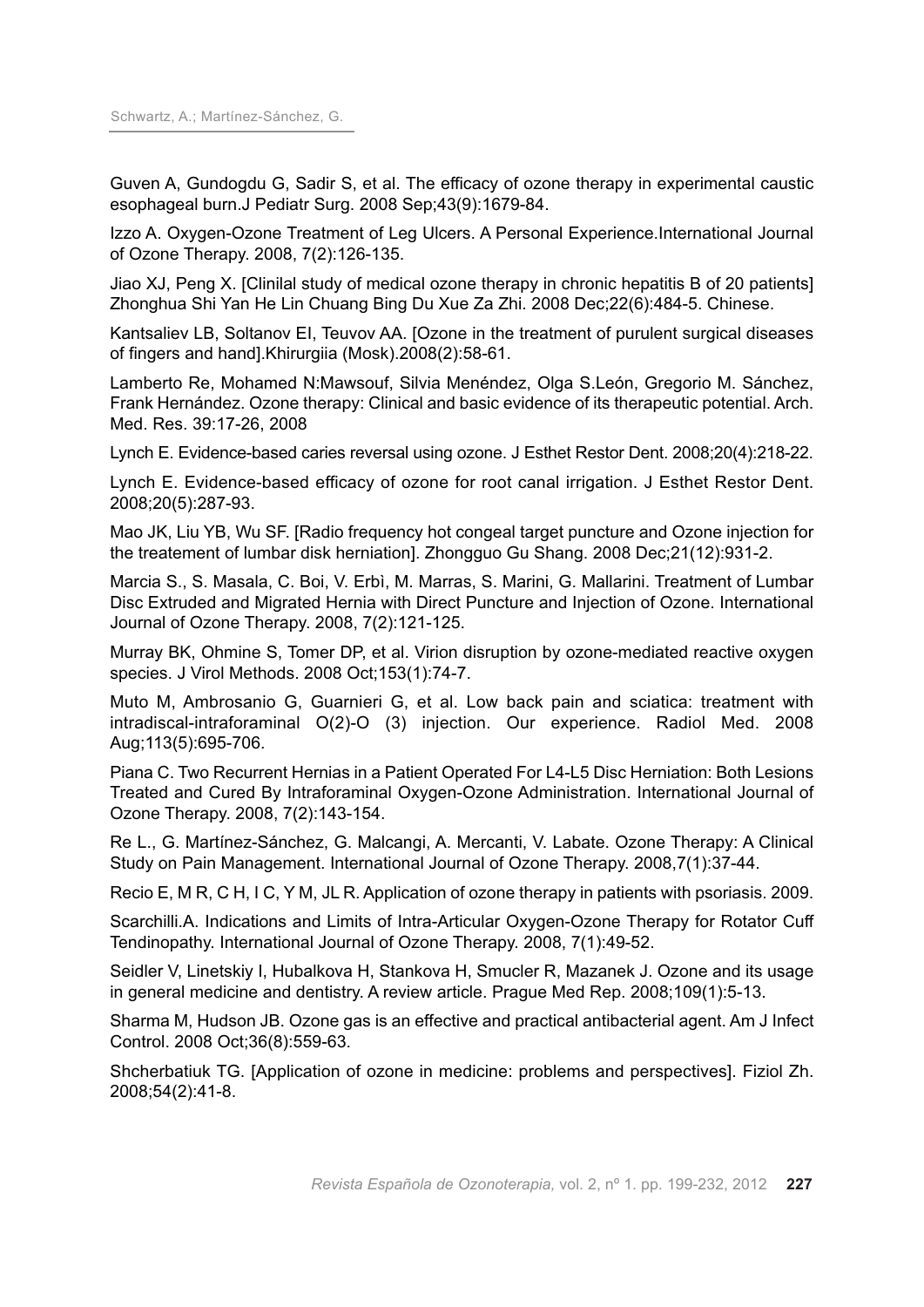Guven A, Gundogdu G, Sadir S, et al. The efficacy of ozone therapy in experimental caustic esophageal burn.J Pediatr Surg. 2008 Sep;43(9):1679-84.

Izzo A. Oxygen-Ozone Treatment of Leg Ulcers. A Personal Experience.International Journal of Ozone Therapy. 2008, 7(2):126-135.

Jiao XJ, Peng X. [Clinilal study of medical ozone therapy in chronic hepatitis B of 20 patients] Zhonghua Shi Yan He Lin Chuang Bing Du Xue Za Zhi. 2008 Dec;22(6):484-5. Chinese.

Kantsaliev LB, Soltanov EI, Teuvov AA. [Ozone in the treatment of purulent surgical diseases of fingers and hand].Khirurgiia (Mosk).2008(2):58-61.

Lamberto Re, Mohamed N:Mawsouf, Silvia Menéndez, Olga S.León, Gregorio M. Sánchez, Frank Hernández. Ozone therapy: Clinical and basic evidence of its therapeutic potential. Arch. Med. Res. 39:17-26, 2008

Lynch E. Evidence-based caries reversal using ozone. J Esthet Restor Dent. 2008;20(4):218-22.

Lynch E. Evidence-based efficacy of ozone for root canal irrigation. J Esthet Restor Dent. 2008;20(5):287-93.

Mao JK, Liu YB, Wu SF. [Radio frequency hot congeal target puncture and Ozone injection for the treatement of lumbar disk herniation]. Zhongguo Gu Shang. 2008 Dec;21(12):931-2.

Marcia S., S. Masala, C. Boi, V. Erbì, M. Marras, S. Marini, G. Mallarini. Treatment of Lumbar Disc Extruded and Migrated Hernia with Direct Puncture and Injection of Ozone. International Journal of Ozone Therapy. 2008, 7(2):121-125.

Murray BK, Ohmine S, Tomer DP, et al. Virion disruption by ozone-mediated reactive oxygen species. J Virol Methods. 2008 Oct;153(1):74-7.

Muto M, Ambrosanio G, Guarnieri G, et al. Low back pain and sciatica: treatment with intradiscal-intraforaminal O(2)-O (3) injection. Our experience. Radiol Med. 2008 Aug;113(5):695-706.

Piana C. Two Recurrent Hernias in a Patient Operated For L4-L5 Disc Herniation: Both Lesions Treated and Cured By Intraforaminal Oxygen-Ozone Administration. International Journal of Ozone Therapy. 2008, 7(2):143-154.

Re L., G. Martínez-Sánchez, G. Malcangi, A. Mercanti, V. Labate. Ozone Therapy: A Clinical Study on Pain Management. International Journal of Ozone Therapy. 2008,7(1):37-44.

Recio E, M R, C H, I C, Y M, JL R. Application of ozone therapy in patients with psoriasis. 2009.

Scarchilli.A. Indications and Limits of Intra-Articular Oxygen-Ozone Therapy for Rotator Cuff Tendinopathy. International Journal of Ozone Therapy. 2008, 7(1):49-52.

Seidler V, Linetskiy I, Hubalkova H, Stankova H, Smucler R, Mazanek J. Ozone and its usage in general medicine and dentistry. A review article. Prague Med Rep. 2008;109(1):5-13.

Sharma M, Hudson JB. Ozone gas is an effective and practical antibacterial agent. Am J Infect Control. 2008 Oct;36(8):559-63.

Shcherbatiuk TG. [Application of ozone in medicine: problems and perspectives]. Fiziol Zh. 2008;54(2):41-8.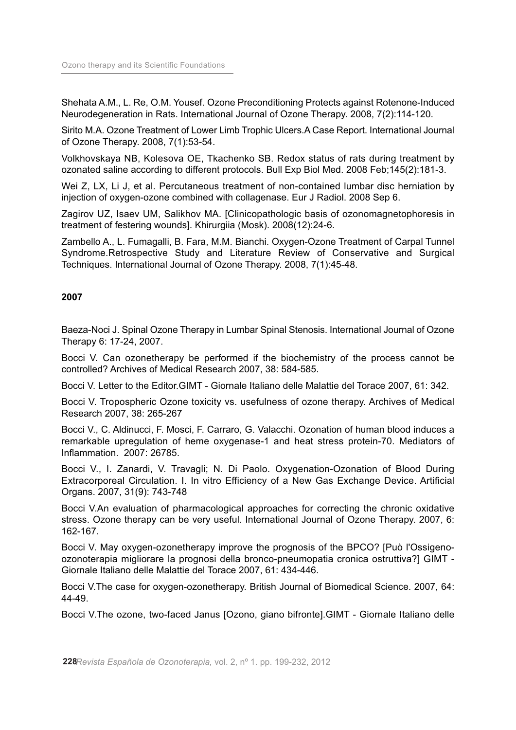Shehata A.M., L. Re, O.M. Yousef. Ozone Preconditioning Protects against Rotenone-Induced Neurodegeneration in Rats. International Journal of Ozone Therapy. 2008, 7(2):114-120.

Sirito M.A. Ozone Treatment of Lower Limb Trophic Ulcers.A Case Report. International Journal of Ozone Therapy. 2008, 7(1):53-54.

Volkhovskaya NB, Kolesova OE, Tkachenko SB. Redox status of rats during treatment by ozonated saline according to different protocols. Bull Exp Biol Med. 2008 Feb;145(2):181-3.

Wei Z, LX, Li J, et al. Percutaneous treatment of non-contained lumbar disc herniation by injection of oxygen-ozone combined with collagenase. Eur J Radiol. 2008 Sep 6.

Zagirov UZ, Isaev UM, Salikhov MA. [Clinicopathologic basis of ozonomagnetophoresis in treatment of festering wounds]. Khirurgiia (Mosk). 2008(12):24-6.

Zambello A., L. Fumagalli, B. Fara, M.M. Bianchi. Oxygen-Ozone Treatment of Carpal Tunnel Syndrome.Retrospective Study and Literature Review of Conservative and Surgical Techniques. International Journal of Ozone Therapy. 2008, 7(1):45-48.

**2007**

Baeza-Noci J. Spinal Ozone Therapy in Lumbar Spinal Stenosis. International Journal of Ozone Therapy 6: 17-24, 2007.

Bocci V. Can ozonetherapy be performed if the biochemistry of the process cannot be controlled? Archives of Medical Research 2007, 38: 584-585.

Bocci V. Letter to the Editor.GIMT - Giornale Italiano delle Malattie del Torace 2007, 61: 342.

Bocci V. Tropospheric Ozone toxicity vs. usefulness of ozone therapy. Archives of Medical Research 2007, 38: 265-267

Bocci V., C. Aldinucci, F. Mosci, F. Carraro, G. Valacchi. Ozonation of human blood induces a remarkable upregulation of heme oxygenase-1 and heat stress protein-70. Mediators of Inflammation. 2007: 26785.

Bocci V., I. Zanardi, V. Travagli; N. Di Paolo. Oxygenation-Ozonation of Blood During Extracorporeal Circulation. I. In vitro Efficiency of a New Gas Exchange Device. Artificial Organs. 2007, 31(9): 743-748

Bocci V.An evaluation of pharmacological approaches for correcting the chronic oxidative stress. Ozone therapy can be very useful. International Journal of Ozone Therapy. 2007, 6: 162-167.

Bocci V. May oxygen-ozonetherapy improve the prognosis of the BPCO? [Può l'Ossigeno-ozonoterapia migliorare la prognosi della bronco-pneumopatia cronica ostruttiva?] GIMT - Giornale Italiano delle Malattie del Torace 2007, 61: 434-446.

Bocci V.The case for oxygen-ozonetherapy. British Journal of Biomedical Science. 2007, 64: 44-49.

Bocci V.The ozone, two-faced Janus [Ozono, giano bifronte].GIMT - Giornale Italiano delle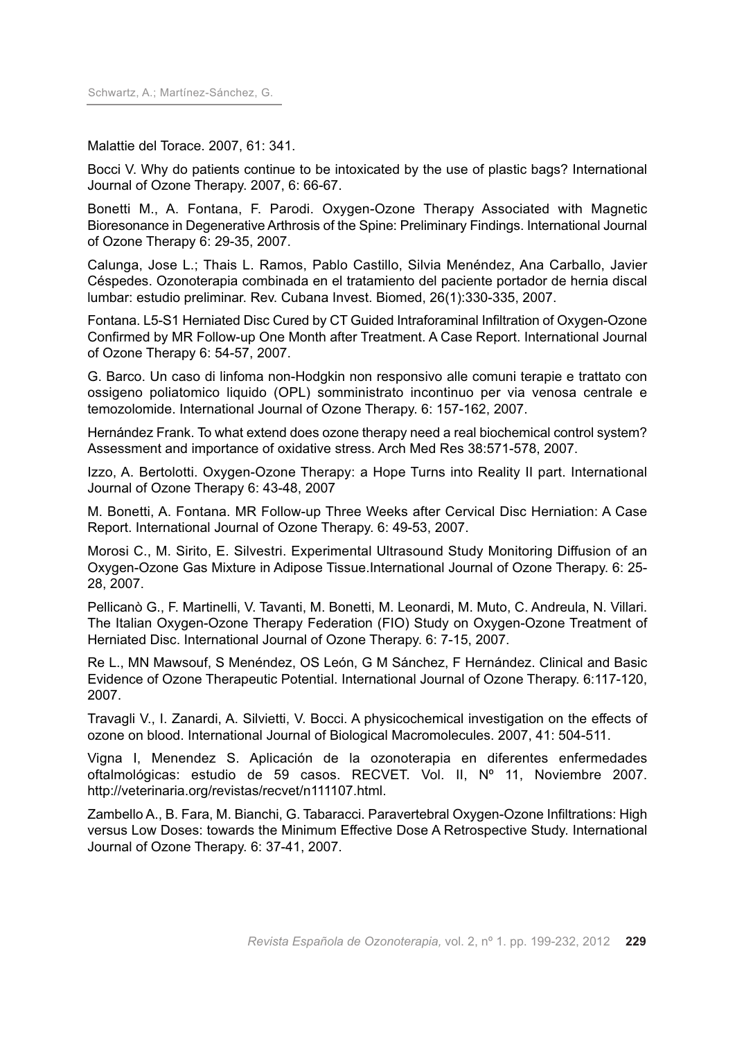Malattie del Torace. 2007, 61: 341.

Bocci V. Why do patients continue to be intoxicated by the use of plastic bags? International Journal of Ozone Therapy. 2007, 6: 66-67.

Bonetti M., A. Fontana, F. Parodi. Oxygen-Ozone Therapy Associated with Magnetic Bioresonance in Degenerative Arthrosis of the Spine: Preliminary Findings. International Journal of Ozone Therapy 6: 29-35, 2007.

Calunga, Jose L.; Thais L. Ramos, Pablo Castillo, Silvia Menéndez, Ana Carballo, Javier Céspedes. Ozonoterapia combinada en el tratamiento del paciente portador de hernia discal lumbar: estudio preliminar. Rev. Cubana Invest. Biomed, 26(1):330-335, 2007.

Fontana. L5-S1 Herniated Disc Cured by CT Guided Intraforaminal Infiltration of Oxygen-Ozone Confirmed by MR Follow-up One Month after Treatment. A Case Report. International Journal of Ozone Therapy 6: 54-57, 2007.

G. Barco. Un caso di linfoma non-Hodgkin non responsivo alle comuni terapie e trattato con ossigeno poliatomico liquido (OPL) somministrato incontinuo per via venosa centrale e temozolomide. International Journal of Ozone Therapy. 6: 157-162, 2007.

Hernández Frank. To what extend does ozone therapy need a real biochemical control system? Assessment and importance of oxidative stress. Arch Med Res 38:571-578, 2007.

Izzo, A. Bertolotti. Oxygen-Ozone Therapy: a Hope Turns into Reality II part. International Journal of Ozone Therapy 6: 43-48, 2007

M. Bonetti, A. Fontana. MR Follow-up Three Weeks after Cervical Disc Herniation: A Case Report. International Journal of Ozone Therapy. 6: 49-53, 2007.

Morosi C., M. Sirito, E. Silvestri. Experimental Ultrasound Study Monitoring Diffusion of an Oxygen-Ozone Gas Mixture in Adipose Tissue.International Journal of Ozone Therapy. 6: 25-28, 2007.

Pellicanò G., F. Martinelli, V. Tavanti, M. Bonetti, M. Leonardi, M. Muto, C. Andreula, N. Villari. The Italian Oxygen-Ozone Therapy Federation (FIO) Study on Oxygen-Ozone Treatment of Herniated Disc. International Journal of Ozone Therapy. 6: 7-15, 2007.

Re L., MN Mawsouf, S Menéndez, OS León, G M Sánchez, F Hernández. Clinical and Basic Evidence of Ozone Therapeutic Potential. International Journal of Ozone Therapy. 6:117-120, 2007.

Travagli V., I. Zanardi, A. Silvietti, V. Bocci. A physicochemical investigation on the effects of ozone on blood. International Journal of Biological Macromolecules. 2007, 41: 504-511.

Vigna I, Menendez S. Aplicación de la ozonoterapia en diferentes enfermedades oftalmológicas: estudio de 59 casos. RECVET. Vol. II, Nº 11, Noviembre 2007. http://veterinaria.org/revistas/recvet/n111107.html.

Zambello A., B. Fara, M. Bianchi, G. Tabaracci. Paravertebral Oxygen-Ozone Infiltrations: High versus Low Doses: towards the Minimum Effective Dose A Retrospective Study. International Journal of Ozone Therapy. 6: 37-41, 2007.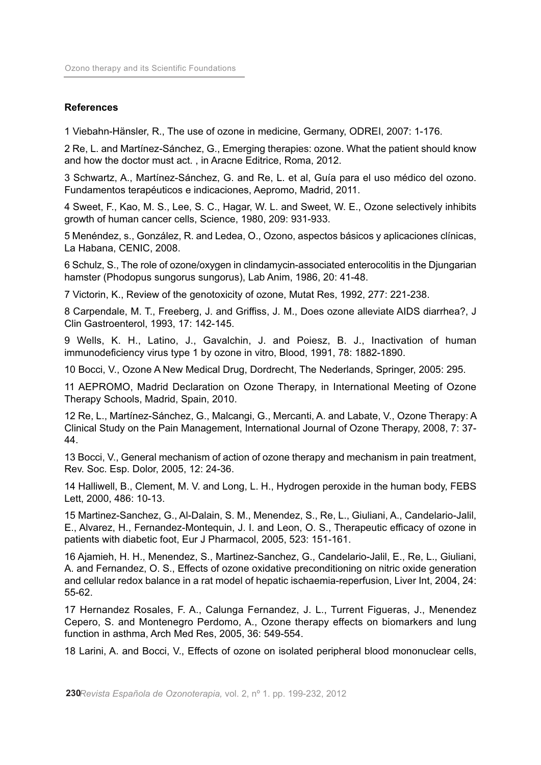**References**

1 Viebahn-Hänsler, R., The use of ozone in medicine, Germany, ODREI, 2007: 1-176.

2 Re, L. and Martínez-Sánchez, G., Emerging therapies: ozone. What the patient should know and how the doctor must act. , in Aracne Editrice, Roma, 2012.

3 Schwartz, A., Martínez-Sánchez, G. and Re, L. et al, Guía para el uso médico del ozono. Fundamentos terapéuticos e indicaciones, Aepromo, Madrid, 2011.

4 Sweet, F., Kao, M. S., Lee, S. C., Hagar, W. L. and Sweet, W. E., Ozone selectively inhibits growth of human cancer cells, Science, 1980, 209: 931-933.

5 Menéndez, s., González, R. and Ledea, O., Ozono, aspectos básicos y aplicaciones clínicas, La Habana, CENIC, 2008.

6 Schulz, S., The role of ozone/oxygen in clindamycin-associated enterocolitis in the Djungarian hamster (Phodopus sungorus sungorus), Lab Anim, 1986, 20: 41-48.

7 Victorin, K., Review of the genotoxicity of ozone, Mutat Res, 1992, 277: 221-238.

8 Carpendale, M. T., Freeberg, J. and Griffiss, J. M., Does ozone alleviate AIDS diarrhea?, J Clin Gastroenterol, 1993, 17: 142-145.

9 Wells, K. H., Latino, J., Gavalchin, J. and Poiesz, B. J., Inactivation of human immunodeficiency virus type 1 by ozone in vitro, Blood, 1991, 78: 1882-1890.

10 Bocci, V., Ozone A New Medical Drug, Dordrecht, The Nederlands, Springer, 2005: 295.

11 AEPROMO, Madrid Declaration on Ozone Therapy, in International Meeting of Ozone Therapy Schools, Madrid, Spain, 2010.

12 Re, L., Martínez-Sánchez, G., Malcangi, G., Mercanti, A. and Labate, V., Ozone Therapy: A Clinical Study on the Pain Management, International Journal of Ozone Therapy, 2008, 7: 37-44.

13 Bocci, V., General mechanism of action of ozone therapy and mechanism in pain treatment, Rev. Soc. Esp. Dolor, 2005, 12: 24-36.

14 Halliwell, B., Clement, M. V. and Long, L. H., Hydrogen peroxide in the human body, FEBS Lett, 2000, 486: 10-13.

15 Martinez-Sanchez, G., Al-Dalain, S. M., Menendez, S., Re, L., Giuliani, A., Candelario-Jalil, E., Alvarez, H., Fernandez-Montequin, J. I. and Leon, O. S., Therapeutic efficacy of ozone in patients with diabetic foot, Eur J Pharmacol, 2005, 523: 151-161.

16 Ajamieh, H. H., Menendez, S., Martinez-Sanchez, G., Candelario-Jalil, E., Re, L., Giuliani, A. and Fernandez, O. S., Effects of ozone oxidative preconditioning on nitric oxide generation and cellular redox balance in a rat model of hepatic ischaemia-reperfusion, Liver Int, 2004, 24: 55-62.

17 Hernandez Rosales, F. A., Calunga Fernandez, J. L., Turrent Figueras, J., Menendez Cepero, S. and Montenegro Perdomo, A., Ozone therapy effects on biomarkers and lung function in asthma, Arch Med Res, 2005, 36: 549-554.

18 Larini, A. and Bocci, V., Effects of ozone on isolated peripheral blood mononuclear cells,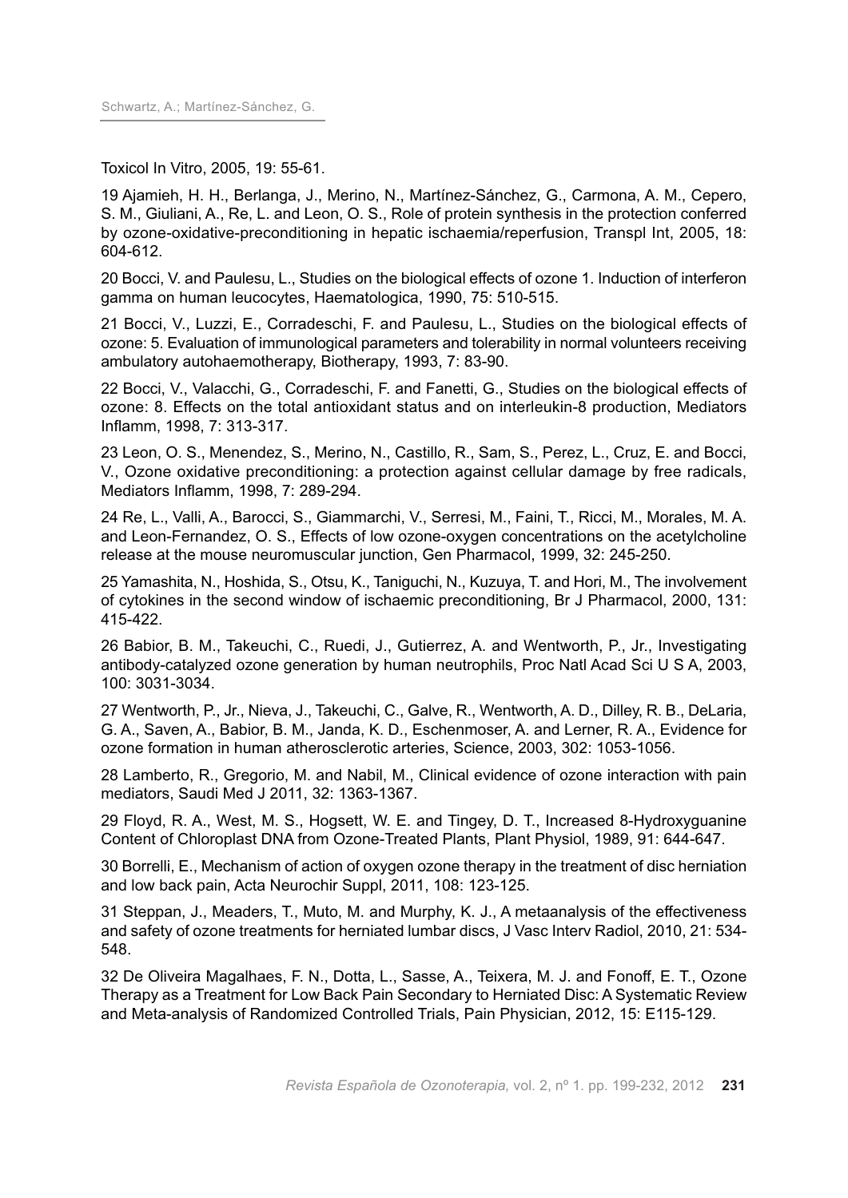Toxicol In Vitro, 2005, 19: 55-61.

19 Ajamieh, H. H., Berlanga, J., Merino, N., Martínez-Sánchez, G., Carmona, A. M., Cepero, S. M., Giuliani, A., Re, L. and Leon, O. S., Role of protein synthesis in the protection conferred by ozone-oxidative-preconditioning in hepatic ischaemia/reperfusion, Transpl Int, 2005, 18: 604-612.

20 Bocci, V. and Paulesu, L., Studies on the biological effects of ozone 1. Induction of interferon gamma on human leucocytes, Haematologica, 1990, 75: 510-515.

21 Bocci, V., Luzzi, E., Corradeschi, F. and Paulesu, L., Studies on the biological effects of ozone: 5. Evaluation of immunological parameters and tolerability in normal volunteers receiving ambulatory autohaemotherapy, Biotherapy, 1993, 7: 83-90.

22 Bocci, V., Valacchi, G., Corradeschi, F. and Fanetti, G., Studies on the biological effects of ozone: 8. Effects on the total antioxidant status and on interleukin-8 production, Mediators Inflamm, 1998, 7: 313-317.

23 Leon, O. S., Menendez, S., Merino, N., Castillo, R., Sam, S., Perez, L., Cruz, E. and Bocci, V., Ozone oxidative preconditioning: a protection against cellular damage by free radicals, Mediators Inflamm, 1998, 7: 289-294.

24 Re, L., Valli, A., Barocci, S., Giammarchi, V., Serresi, M., Faini, T., Ricci, M., Morales, M. A. and Leon-Fernandez, O. S., Effects of low ozone-oxygen concentrations on the acetylcholine release at the mouse neuromuscular junction, Gen Pharmacol, 1999, 32: 245-250.

25 Yamashita, N., Hoshida, S., Otsu, K., Taniguchi, N., Kuzuya, T. and Hori, M., The involvement of cytokines in the second window of ischaemic preconditioning, Br J Pharmacol, 2000, 131: 415-422.

26 Babior, B. M., Takeuchi, C., Ruedi, J., Gutierrez, A. and Wentworth, P., Jr., Investigating antibody-catalyzed ozone generation by human neutrophils, Proc Natl Acad Sci U S A, 2003, 100: 3031-3034.

27 Wentworth, P., Jr., Nieva, J., Takeuchi, C., Galve, R., Wentworth, A. D., Dilley, R. B., DeLaria, G. A., Saven, A., Babior, B. M., Janda, K. D., Eschenmoser, A. and Lerner, R. A., Evidence for ozone formation in human atherosclerotic arteries, Science, 2003, 302: 1053-1056.

28 Lamberto, R., Gregorio, M. and Nabil, M., Clinical evidence of ozone interaction with pain mediators, Saudi Med J 2011, 32: 1363-1367.

29 Floyd, R. A., West, M. S., Hogsett, W. E. and Tingey, D. T., Increased 8-Hydroxyguanine Content of Chloroplast DNA from Ozone-Treated Plants, Plant Physiol, 1989, 91: 644-647.

30 Borrelli, E., Mechanism of action of oxygen ozone therapy in the treatment of disc herniation and low back pain, Acta Neurochir Suppl, 2011, 108: 123-125.

31 Steppan, J., Meaders, T., Muto, M. and Murphy, K. J., A metaanalysis of the effectiveness and safety of ozone treatments for herniated lumbar discs, J Vasc Interv Radiol, 2010, 21: 534-548.

32 De Oliveira Magalhaes, F. N., Dotta, L., Sasse, A., Teixera, M. J. and Fonoff, E. T., Ozone Therapy as a Treatment for Low Back Pain Secondary to Herniated Disc: A Systematic Review and Meta-analysis of Randomized Controlled Trials, Pain Physician, 2012, 15: E115-129.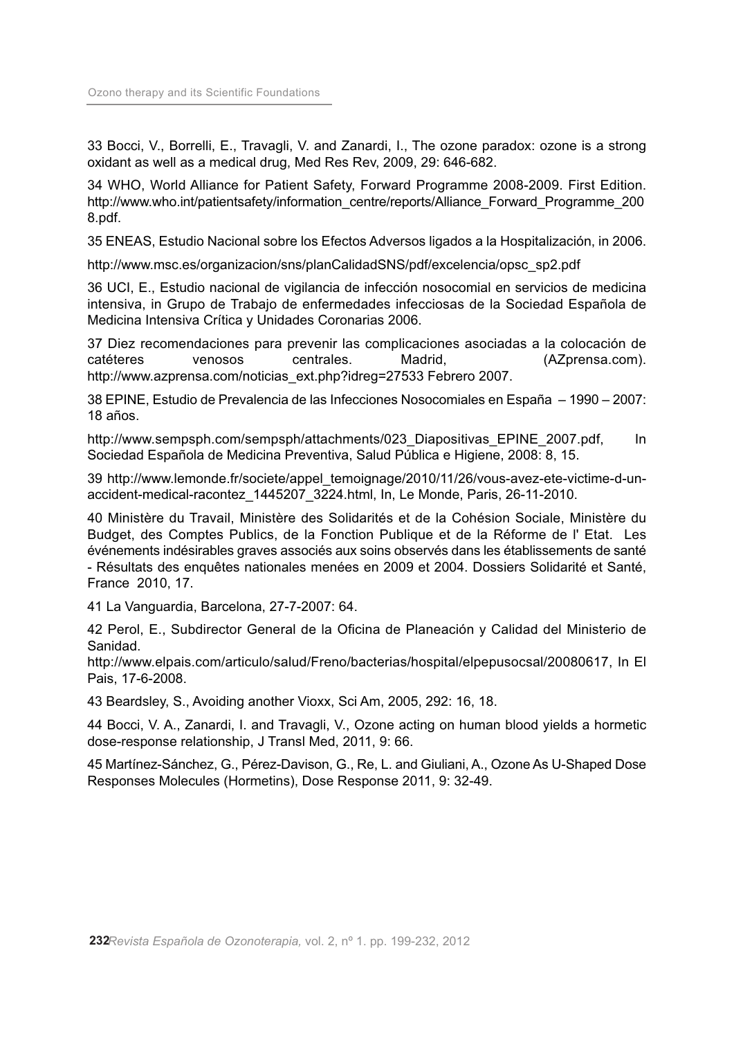33 Bocci, V., Borrelli, E., Travagli, V. and Zanardi, I., The ozone paradox: ozone is a strong oxidant as well as a medical drug, Med Res Rev, 2009, 29: 646-682.

34 WHO, World Alliance for Patient Safety, Forward Programme 2008-2009. First Edition. http://www.who.int/patientsafety/information_centre/reports/Alliance_Forward_Programme_2008.pdf.

35 ENEAS, Estudio Nacional sobre los Efectos Adversos ligados a la Hospitalización, in 2006.

http://www.msc.es/organizacion/sns/planCalidadSNS/pdf/excelencia/opsc_sp2.pdf

36 UCI, E., Estudio nacional de vigilancia de infección nosocomial en servicios de medicina intensiva, in Grupo de Trabajo de enfermedades infecciosas de la Sociedad Española de Medicina Intensiva Crítica y Unidades Coronarias 2006.

37 Diez recomendaciones para prevenir las complicaciones asociadas a la colocación de catéteres venosos centrales. Madrid, (AZprensa.com). http://www.azprensa.com/noticias_ext.php?idreg=27533 Febrero 2007.

38 EPINE, Estudio de Prevalencia de las Infecciones Nosocomiales en España – 1990 – 2007: 18 años.

http://www.sempsph.com/sempsph/attachments/023_Diapositivas_EPINE_2007.pdf, In Sociedad Española de Medicina Preventiva, Salud Pública e Higiene, 2008: 8, 15.

39 http://www.lemonde.fr/societe/appel_temoignage/2010/11/26/vous-avez-ete-victime-d-un-accident-medical-racontez_1445207_3224.html, In, Le Monde, Paris, 26-11-2010.

40 Ministère du Travail, Ministère des Solidarités et de la Cohésion Sociale, Ministère du Budget, des Comptes Publics, de la Fonction Publique et de la Réforme de l' Etat. Les événements indésirables graves associés aux soins observés dans les établissements de santé - Résultats des enquêtes nationales menées en 2009 et 2004. Dossiers Solidarité et Santé, France 2010, 17.

41 La Vanguardia, Barcelona, 27-7-2007: 64.

42 Perol, E., Subdirector General de la Oficina de Planeación y Calidad del Ministerio de Sanidad.
http://www.elpais.com/articulo/salud/Freno/bacterias/hospital/elpepusocsal/20080617, In El Pais, 17-6-2008.

43 Beardsley, S., Avoiding another Vioxx, Sci Am, 2005, 292: 16, 18.

44 Bocci, V. A., Zanardi, I. and Travagli, V., Ozone acting on human blood yields a hormetic dose-response relationship, J Transl Med, 2011, 9: 66.

45 Martínez-Sánchez, G., Pérez-Davison, G., Re, L. and Giuliani, A., Ozone As U-Shaped Dose Responses Molecules (Hormetins), Dose Response 2011, 9: 32-49.